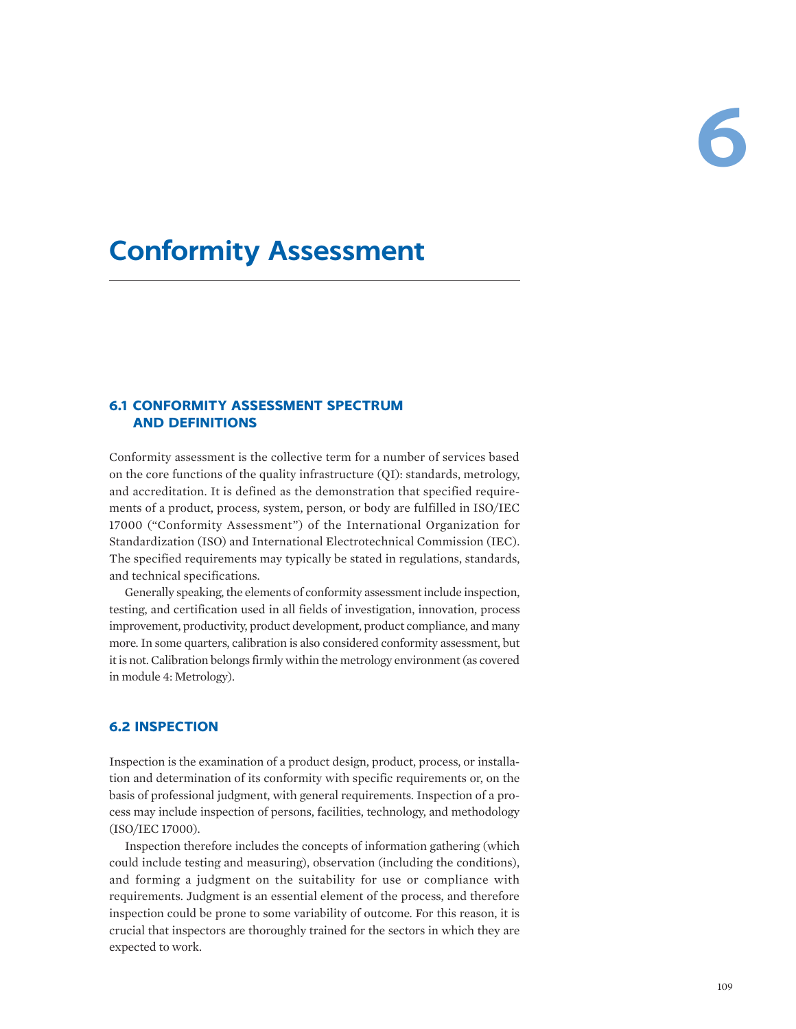# 6

# Conformity Assessment

## 6.1 CONFORMITY ASSESSMENT SPECTRUM AND DEFINITIONS

Conformity assessment is the collective term for a number of services based on the core functions of the quality infrastructure (QI): standards, metrology, and accreditation. It is defined as the demonstration that specified requirements of a product, process, system, person, or body are fulfilled in ISO/IEC 17000 ("Conformity Assessment") of the International Organization for Standardization (ISO) and International Electrotechnical Commission (IEC). The specified requirements may typically be stated in regulations, standards, and technical specifications.

Generally speaking, the elements of conformity assessment include inspection, testing, and certification used in all fields of investigation, innovation, process improvement, productivity, product development, product compliance, and many more. In some quarters, calibration is also considered conformity assessment, but it is not. Calibration belongs firmly within the metrology environment (as covered in module 4: Metrology).

## 6.2 INSPECTION

Inspection is the examination of a product design, product, process, or installation and determination of its conformity with specific requirements or, on the basis of professional judgment, with general requirements. Inspection of a process may include inspection of persons, facilities, technology, and methodology (ISO/IEC 17000).

Inspection therefore includes the concepts of information gathering (which could include testing and measuring), observation (including the conditions), and forming a judgment on the suitability for use or compliance with requirements. Judgment is an essential element of the process, and therefore inspection could be prone to some variability of outcome. For this reason, it is crucial that inspectors are thoroughly trained for the sectors in which they are expected to work.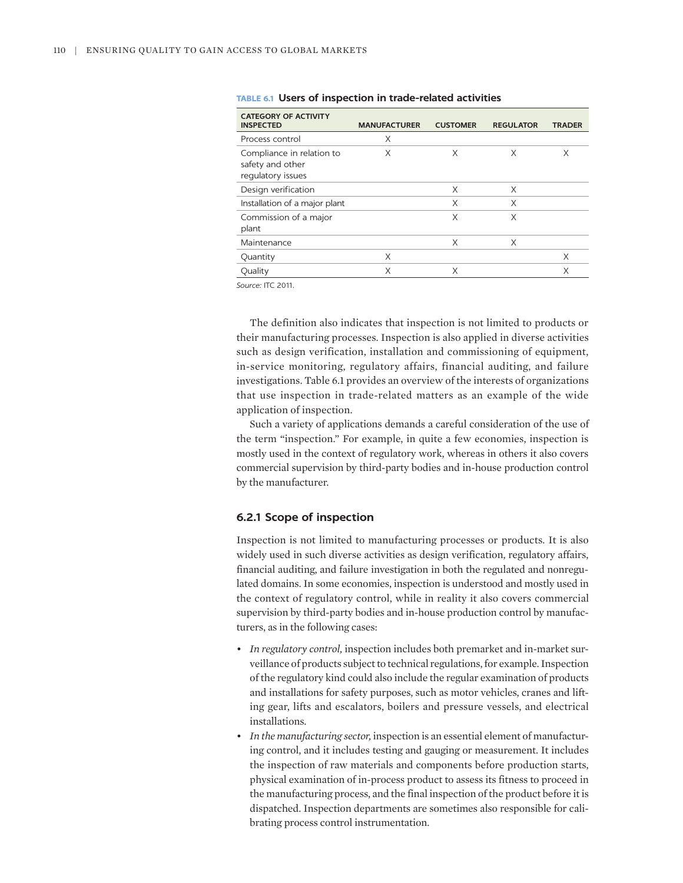**TABLE 6.1 Users of inspection in trade-related activities**

| CATEGORY OF ACTIVITY INSPECTED | MANUFACTURER | CUSTOMER | REGULATOR | TRADER |
|---|---|---|---|---|
| Process control | X | | | |
| Compliance in relation to safety and other regulatory issues | X | X | X | X |
| Design verification | | X | X | |
| Installation of a major plant | | X | X | |
| Commission of a major plant | | X | X | |
| Maintenance | | X | X | |
| Quantity | X | | | X |
| Quality | X | X | | X |

*Source:* ITC 2011.

The definition also indicates that inspection is not limited to products or their manufacturing processes. Inspection is also applied in diverse activities such as design verification, installation and commissioning of equipment, in-service monitoring, regulatory affairs, financial auditing, and failure investigations. Table 6.1 provides an overview of the interests of organizations that use inspection in trade-related matters as an example of the wide application of inspection.

Such a variety of applications demands a careful consideration of the use of the term "inspection." For example, in quite a few economies, inspection is mostly used in the context of regulatory work, whereas in others it also covers commercial supervision by third-party bodies and in-house production control by the manufacturer.

### 6.2.1 Scope of inspection

Inspection is not limited to manufacturing processes or products. It is also widely used in such diverse activities as design verification, regulatory affairs, financial auditing, and failure investigation in both the regulated and nonregulated domains. In some economies, inspection is understood and mostly used in the context of regulatory control, while in reality it also covers commercial supervision by third-party bodies and in-house production control by manufacturers, as in the following cases:

- *In regulatory control,* inspection includes both premarket and in-market surveillance of products subject to technical regulations, for example. Inspection of the regulatory kind could also include the regular examination of products and installations for safety purposes, such as motor vehicles, cranes and lifting gear, lifts and escalators, boilers and pressure vessels, and electrical installations.
- *In the manufacturing sector,* inspection is an essential element of manufacturing control, and it includes testing and gauging or measurement. It includes the inspection of raw materials and components before production starts, physical examination of in-process product to assess its fitness to proceed in the manufacturing process, and the final inspection of the product before it is dispatched. Inspection departments are sometimes also responsible for calibrating process control instrumentation.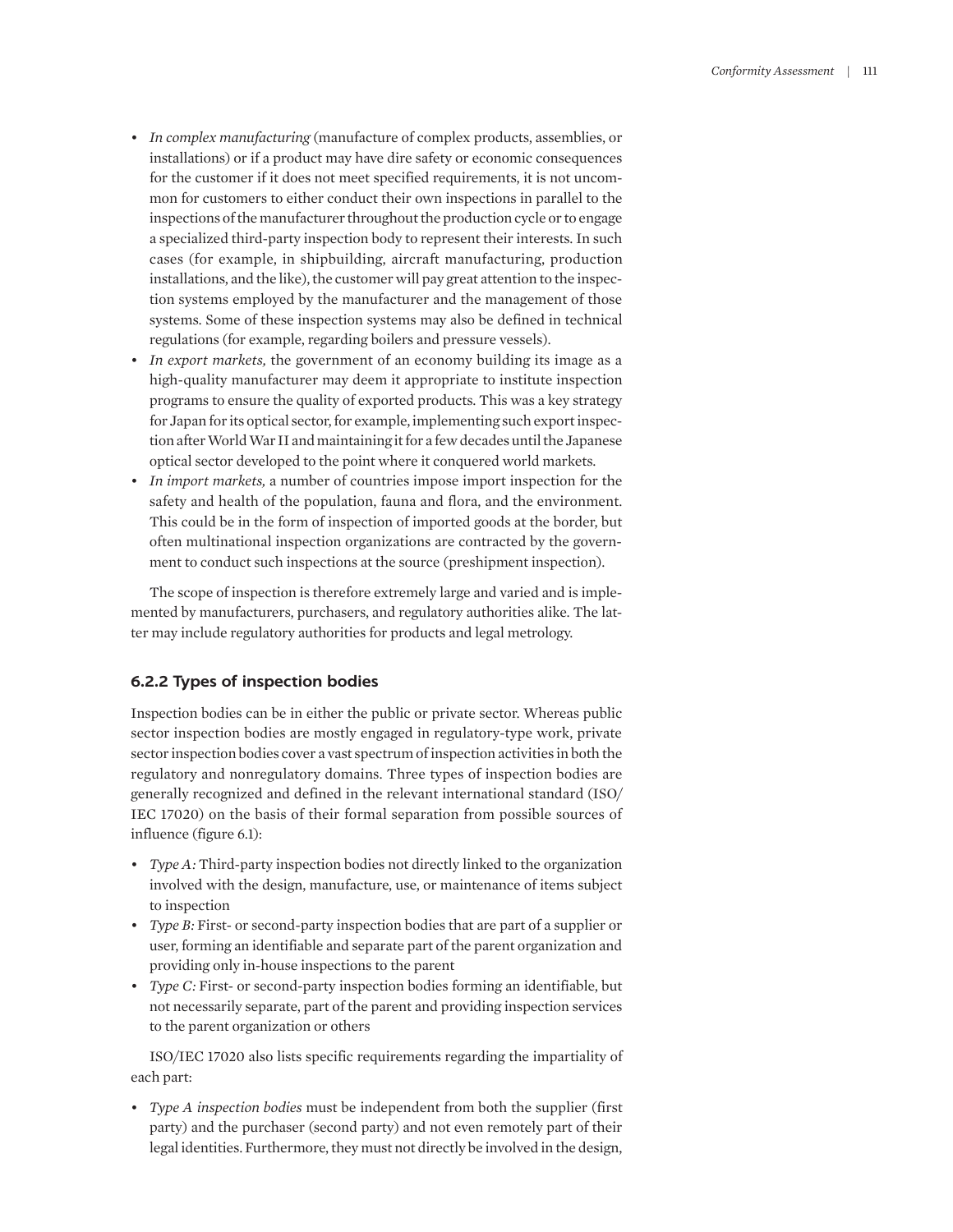- *In complex manufacturing* (manufacture of complex products, assemblies, or installations) or if a product may have dire safety or economic consequences for the customer if it does not meet specified requirements, it is not uncommon for customers to either conduct their own inspections in parallel to the inspections of the manufacturer throughout the production cycle or to engage a specialized third-party inspection body to represent their interests. In such cases (for example, in shipbuilding, aircraft manufacturing, production installations, and the like), the customer will pay great attention to the inspection systems employed by the manufacturer and the management of those systems. Some of these inspection systems may also be defined in technical regulations (for example, regarding boilers and pressure vessels).
- *In export markets,* the government of an economy building its image as a high-quality manufacturer may deem it appropriate to institute inspection programs to ensure the quality of exported products. This was a key strategy for Japan for its optical sector, for example, implementing such export inspection after World War II and maintaining it for a few decades until the Japanese optical sector developed to the point where it conquered world markets.
- *In import markets,* a number of countries impose import inspection for the safety and health of the population, fauna and flora, and the environment. This could be in the form of inspection of imported goods at the border, but often multinational inspection organizations are contracted by the government to conduct such inspections at the source (preshipment inspection).

The scope of inspection is therefore extremely large and varied and is implemented by manufacturers, purchasers, and regulatory authorities alike. The latter may include regulatory authorities for products and legal metrology.

### 6.2.2 Types of inspection bodies

Inspection bodies can be in either the public or private sector. Whereas public sector inspection bodies are mostly engaged in regulatory-type work, private sector inspection bodies cover a vast spectrum of inspection activities in both the regulatory and nonregulatory domains. Three types of inspection bodies are generally recognized and defined in the relevant international standard (ISO/IEC 17020) on the basis of their formal separation from possible sources of influence (figure 6.1):

- *Type A:* Third-party inspection bodies not directly linked to the organization involved with the design, manufacture, use, or maintenance of items subject to inspection
- *Type B:* First- or second-party inspection bodies that are part of a supplier or user, forming an identifiable and separate part of the parent organization and providing only in-house inspections to the parent
- *Type C:* First- or second-party inspection bodies forming an identifiable, but not necessarily separate, part of the parent and providing inspection services to the parent organization or others

ISO/IEC 17020 also lists specific requirements regarding the impartiality of each part:

- *Type A inspection bodies* must be independent from both the supplier (first party) and the purchaser (second party) and not even remotely part of their legal identities. Furthermore, they must not directly be involved in the design,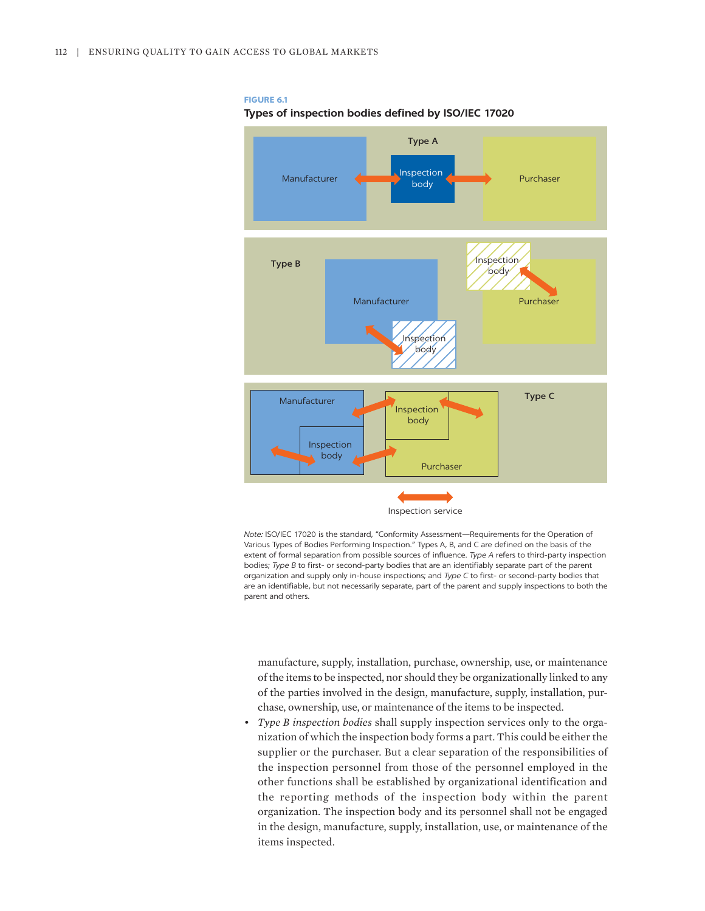**FIGURE 6.1**

**Types of inspection bodies defined by ISO/IEC 17020**

Type A: Manufacturer ↔ Inspection body ↔ Purchaser

Type B: Manufacturer ↔ Inspection body; Inspection body ↔ Purchaser

Type C: Manufacturer, Inspection body, Inspection body, Purchaser

Inspection service

*Note:* ISO/IEC 17020 is the standard, "Conformity Assessment—Requirements for the Operation of Various Types of Bodies Performing Inspection." Types A, B, and C are defined on the basis of the extent of formal separation from possible sources of influence. *Type A* refers to third-party inspection bodies; *Type B* to first- or second-party bodies that are an identifiably separate part of the parent organization and supply only in-house inspections; and *Type C* to first- or second-party bodies that are an identifiable, but not necessarily separate, part of the parent and supply inspections to both the parent and others.

manufacture, supply, installation, purchase, ownership, use, or maintenance of the items to be inspected, nor should they be organizationally linked to any of the parties involved in the design, manufacture, supply, installation, purchase, ownership, use, or maintenance of the items to be inspected.

- *Type B inspection bodies* shall supply inspection services only to the organization of which the inspection body forms a part. This could be either the supplier or the purchaser. But a clear separation of the responsibilities of the inspection personnel from those of the personnel employed in the other functions shall be established by organizational identification and the reporting methods of the inspection body within the parent organization. The inspection body and its personnel shall not be engaged in the design, manufacture, supply, installation, use, or maintenance of the items inspected.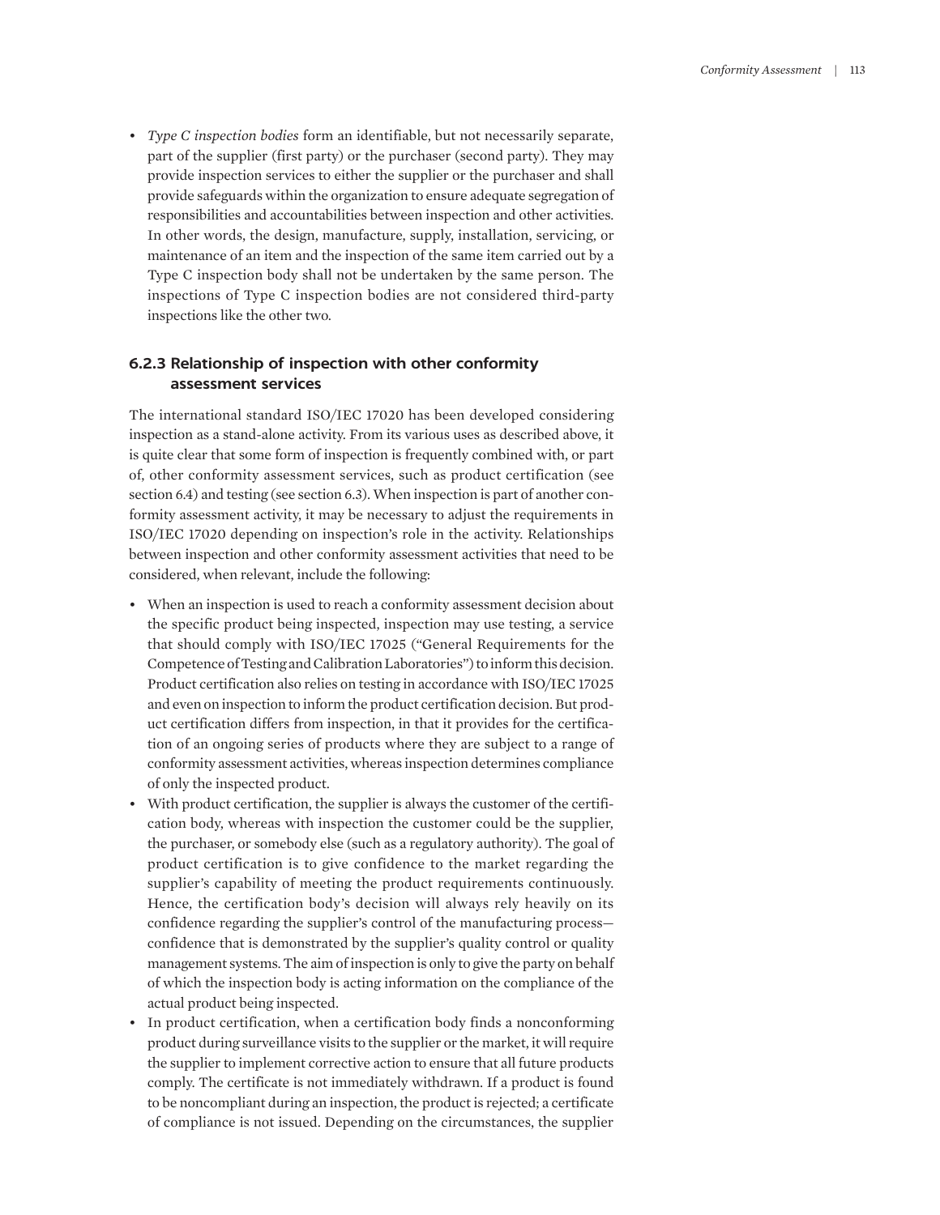- *Type C inspection bodies* form an identifiable, but not necessarily separate, part of the supplier (first party) or the purchaser (second party). They may provide inspection services to either the supplier or the purchaser and shall provide safeguards within the organization to ensure adequate segregation of responsibilities and accountabilities between inspection and other activities. In other words, the design, manufacture, supply, installation, servicing, or maintenance of an item and the inspection of the same item carried out by a Type C inspection body shall not be undertaken by the same person. The inspections of Type C inspection bodies are not considered third-party inspections like the other two.

### 6.2.3 Relationship of inspection with other conformity assessment services

The international standard ISO/IEC 17020 has been developed considering inspection as a stand-alone activity. From its various uses as described above, it is quite clear that some form of inspection is frequently combined with, or part of, other conformity assessment services, such as product certification (see section 6.4) and testing (see section 6.3). When inspection is part of another conformity assessment activity, it may be necessary to adjust the requirements in ISO/IEC 17020 depending on inspection's role in the activity. Relationships between inspection and other conformity assessment activities that need to be considered, when relevant, include the following:

- When an inspection is used to reach a conformity assessment decision about the specific product being inspected, inspection may use testing, a service that should comply with ISO/IEC 17025 ("General Requirements for the Competence of Testing and Calibration Laboratories") to inform this decision. Product certification also relies on testing in accordance with ISO/IEC 17025 and even on inspection to inform the product certification decision. But product certification differs from inspection, in that it provides for the certification of an ongoing series of products where they are subject to a range of conformity assessment activities, whereas inspection determines compliance of only the inspected product.
- With product certification, the supplier is always the customer of the certification body, whereas with inspection the customer could be the supplier, the purchaser, or somebody else (such as a regulatory authority). The goal of product certification is to give confidence to the market regarding the supplier's capability of meeting the product requirements continuously. Hence, the certification body's decision will always rely heavily on its confidence regarding the supplier's control of the manufacturing process—confidence that is demonstrated by the supplier's quality control or quality management systems. The aim of inspection is only to give the party on behalf of which the inspection body is acting information on the compliance of the actual product being inspected.
- In product certification, when a certification body finds a nonconforming product during surveillance visits to the supplier or the market, it will require the supplier to implement corrective action to ensure that all future products comply. The certificate is not immediately withdrawn. If a product is found to be noncompliant during an inspection, the product is rejected; a certificate of compliance is not issued. Depending on the circumstances, the supplier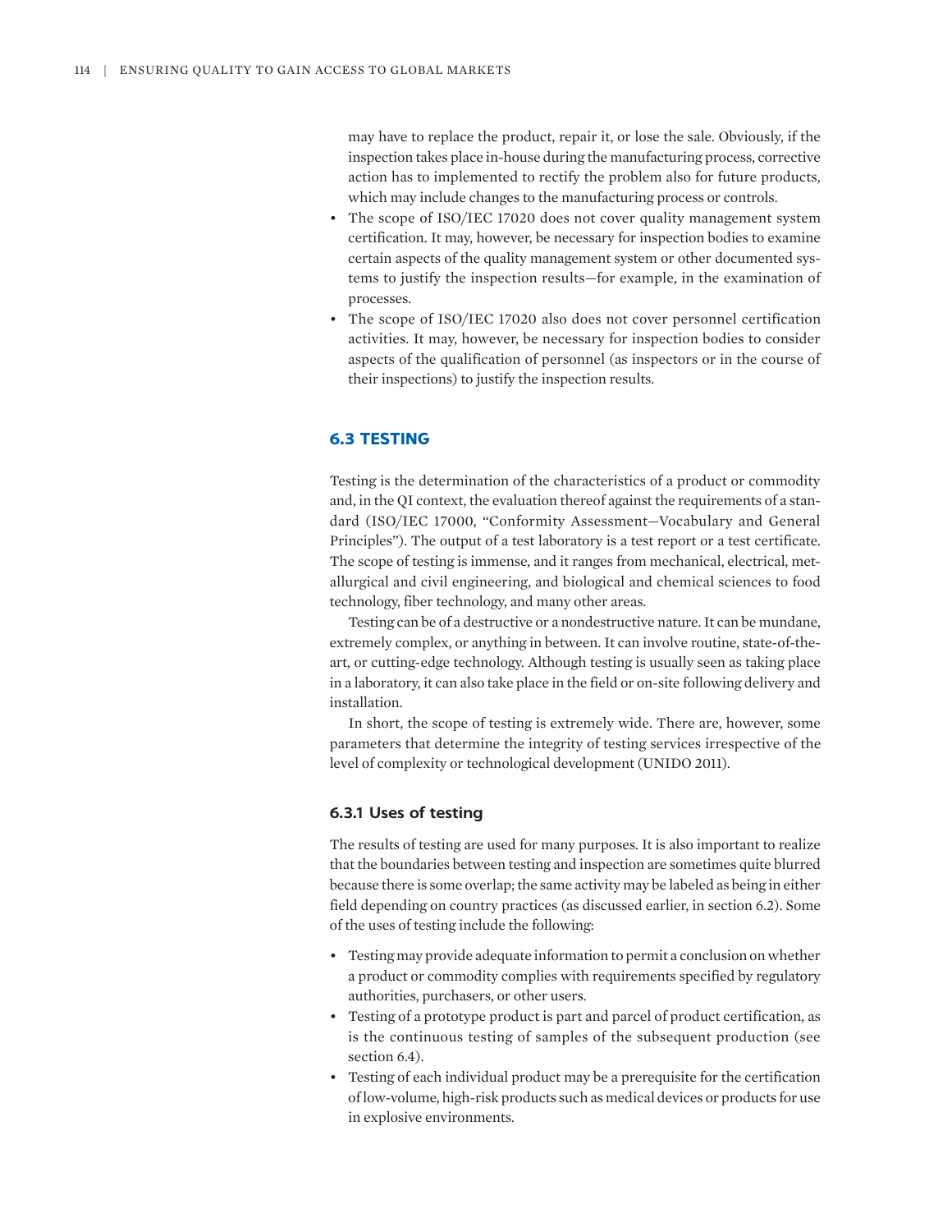may have to replace the product, repair it, or lose the sale. Obviously, if the inspection takes place in-house during the manufacturing process, corrective action has to implemented to rectify the problem also for future products, which may include changes to the manufacturing process or controls.

- The scope of ISO/IEC 17020 does not cover quality management system certification. It may, however, be necessary for inspection bodies to examine certain aspects of the quality management system or other documented systems to justify the inspection results—for example, in the examination of processes.
- The scope of ISO/IEC 17020 also does not cover personnel certification activities. It may, however, be necessary for inspection bodies to consider aspects of the qualification of personnel (as inspectors or in the course of their inspections) to justify the inspection results.

## 6.3 TESTING

Testing is the determination of the characteristics of a product or commodity and, in the QI context, the evaluation thereof against the requirements of a standard (ISO/IEC 17000, "Conformity Assessment—Vocabulary and General Principles"). The output of a test laboratory is a test report or a test certificate. The scope of testing is immense, and it ranges from mechanical, electrical, metallurgical and civil engineering, and biological and chemical sciences to food technology, fiber technology, and many other areas.

Testing can be of a destructive or a nondestructive nature. It can be mundane, extremely complex, or anything in between. It can involve routine, state-of-the-art, or cutting-edge technology. Although testing is usually seen as taking place in a laboratory, it can also take place in the field or on-site following delivery and installation.

In short, the scope of testing is extremely wide. There are, however, some parameters that determine the integrity of testing services irrespective of the level of complexity or technological development (UNIDO 2011).

### 6.3.1 Uses of testing

The results of testing are used for many purposes. It is also important to realize that the boundaries between testing and inspection are sometimes quite blurred because there is some overlap; the same activity may be labeled as being in either field depending on country practices (as discussed earlier, in section 6.2). Some of the uses of testing include the following:

- Testing may provide adequate information to permit a conclusion on whether a product or commodity complies with requirements specified by regulatory authorities, purchasers, or other users.
- Testing of a prototype product is part and parcel of product certification, as is the continuous testing of samples of the subsequent production (see section 6.4).
- Testing of each individual product may be a prerequisite for the certification of low-volume, high-risk products such as medical devices or products for use in explosive environments.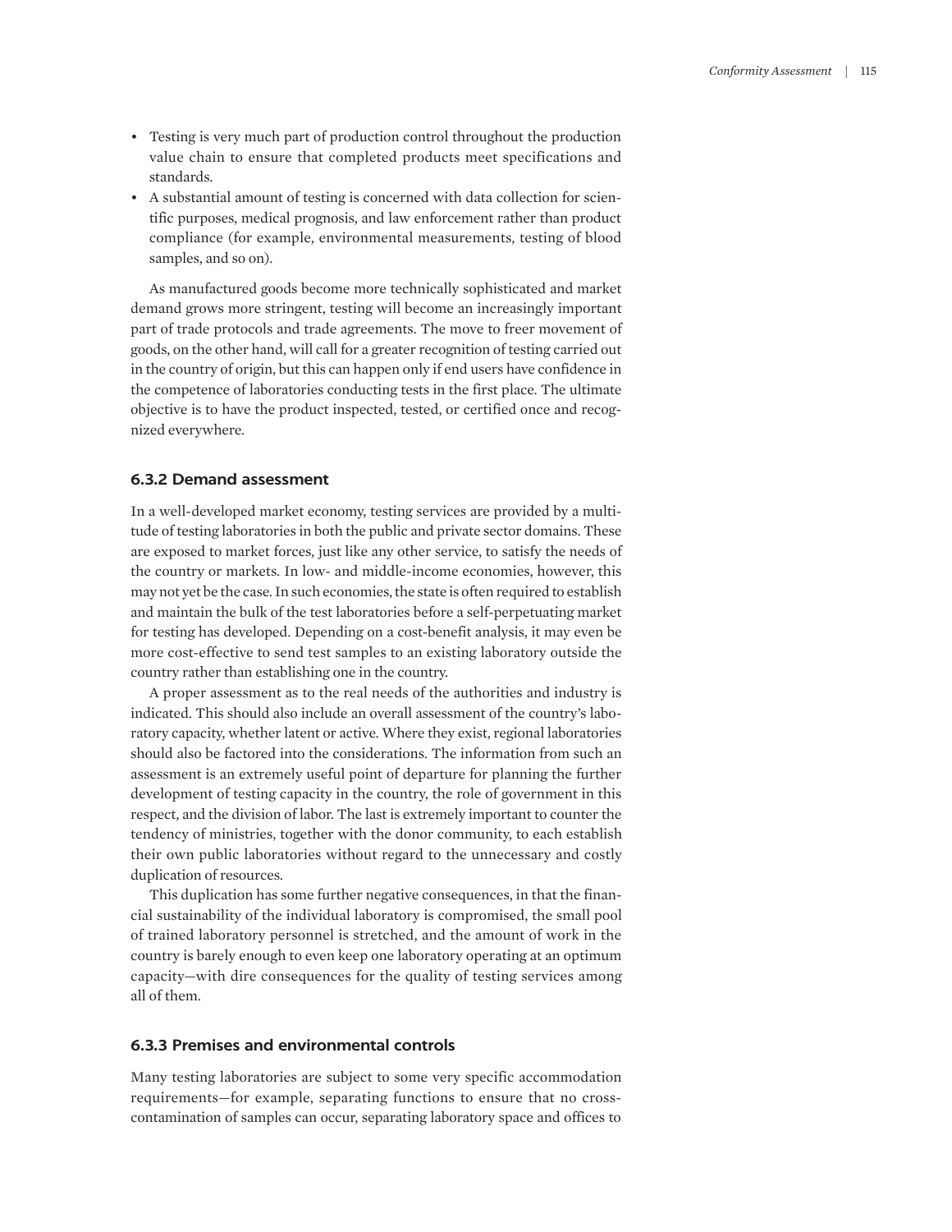- Testing is very much part of production control throughout the production value chain to ensure that completed products meet specifications and standards.
- A substantial amount of testing is concerned with data collection for scientific purposes, medical prognosis, and law enforcement rather than product compliance (for example, environmental measurements, testing of blood samples, and so on).

As manufactured goods become more technically sophisticated and market demand grows more stringent, testing will become an increasingly important part of trade protocols and trade agreements. The move to freer movement of goods, on the other hand, will call for a greater recognition of testing carried out in the country of origin, but this can happen only if end users have confidence in the competence of laboratories conducting tests in the first place. The ultimate objective is to have the product inspected, tested, or certified once and recognized everywhere.

### 6.3.2 Demand assessment

In a well-developed market economy, testing services are provided by a multitude of testing laboratories in both the public and private sector domains. These are exposed to market forces, just like any other service, to satisfy the needs of the country or markets. In low- and middle-income economies, however, this may not yet be the case. In such economies, the state is often required to establish and maintain the bulk of the test laboratories before a self-perpetuating market for testing has developed. Depending on a cost-benefit analysis, it may even be more cost-effective to send test samples to an existing laboratory outside the country rather than establishing one in the country.

A proper assessment as to the real needs of the authorities and industry is indicated. This should also include an overall assessment of the country's laboratory capacity, whether latent or active. Where they exist, regional laboratories should also be factored into the considerations. The information from such an assessment is an extremely useful point of departure for planning the further development of testing capacity in the country, the role of government in this respect, and the division of labor. The last is extremely important to counter the tendency of ministries, together with the donor community, to each establish their own public laboratories without regard to the unnecessary and costly duplication of resources.

This duplication has some further negative consequences, in that the financial sustainability of the individual laboratory is compromised, the small pool of trained laboratory personnel is stretched, and the amount of work in the country is barely enough to even keep one laboratory operating at an optimum capacity—with dire consequences for the quality of testing services among all of them.

### 6.3.3 Premises and environmental controls

Many testing laboratories are subject to some very specific accommodation requirements—for example, separating functions to ensure that no cross-contamination of samples can occur, separating laboratory space and offices to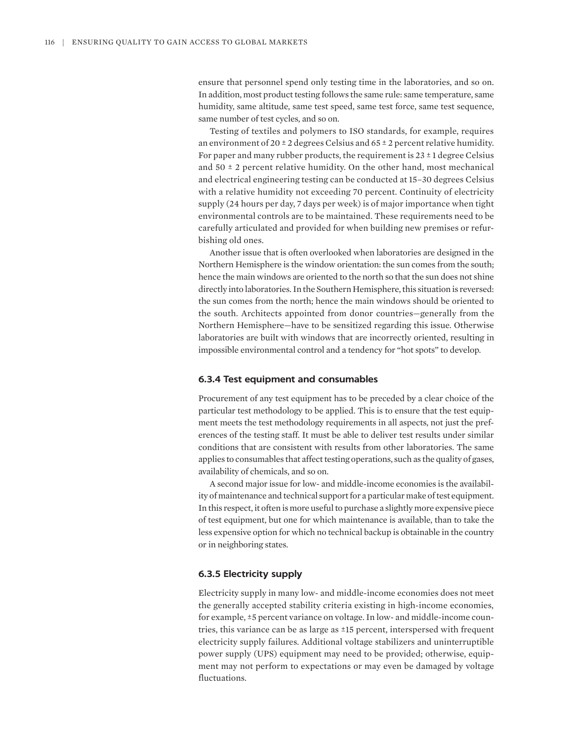ensure that personnel spend only testing time in the laboratories, and so on. In addition, most product testing follows the same rule: same temperature, same humidity, same altitude, same test speed, same test force, same test sequence, same number of test cycles, and so on.

Testing of textiles and polymers to ISO standards, for example, requires an environment of 20 ± 2 degrees Celsius and 65 ± 2 percent relative humidity. For paper and many rubber products, the requirement is 23 ± 1 degree Celsius and 50 ± 2 percent relative humidity. On the other hand, most mechanical and electrical engineering testing can be conducted at 15–30 degrees Celsius with a relative humidity not exceeding 70 percent. Continuity of electricity supply (24 hours per day, 7 days per week) is of major importance when tight environmental controls are to be maintained. These requirements need to be carefully articulated and provided for when building new premises or refurbishing old ones.

Another issue that is often overlooked when laboratories are designed in the Northern Hemisphere is the window orientation: the sun comes from the south; hence the main windows are oriented to the north so that the sun does not shine directly into laboratories. In the Southern Hemisphere, this situation is reversed: the sun comes from the north; hence the main windows should be oriented to the south. Architects appointed from donor countries—generally from the Northern Hemisphere—have to be sensitized regarding this issue. Otherwise laboratories are built with windows that are incorrectly oriented, resulting in impossible environmental control and a tendency for "hot spots" to develop.

### 6.3.4 Test equipment and consumables

Procurement of any test equipment has to be preceded by a clear choice of the particular test methodology to be applied. This is to ensure that the test equipment meets the test methodology requirements in all aspects, not just the preferences of the testing staff. It must be able to deliver test results under similar conditions that are consistent with results from other laboratories. The same applies to consumables that affect testing operations, such as the quality of gases, availability of chemicals, and so on.

A second major issue for low- and middle-income economies is the availability of maintenance and technical support for a particular make of test equipment. In this respect, it often is more useful to purchase a slightly more expensive piece of test equipment, but one for which maintenance is available, than to take the less expensive option for which no technical backup is obtainable in the country or in neighboring states.

### 6.3.5 Electricity supply

Electricity supply in many low- and middle-income economies does not meet the generally accepted stability criteria existing in high-income economies, for example, ±5 percent variance on voltage. In low- and middle-income countries, this variance can be as large as ±15 percent, interspersed with frequent electricity supply failures. Additional voltage stabilizers and uninterruptible power supply (UPS) equipment may need to be provided; otherwise, equipment may not perform to expectations or may even be damaged by voltage fluctuations.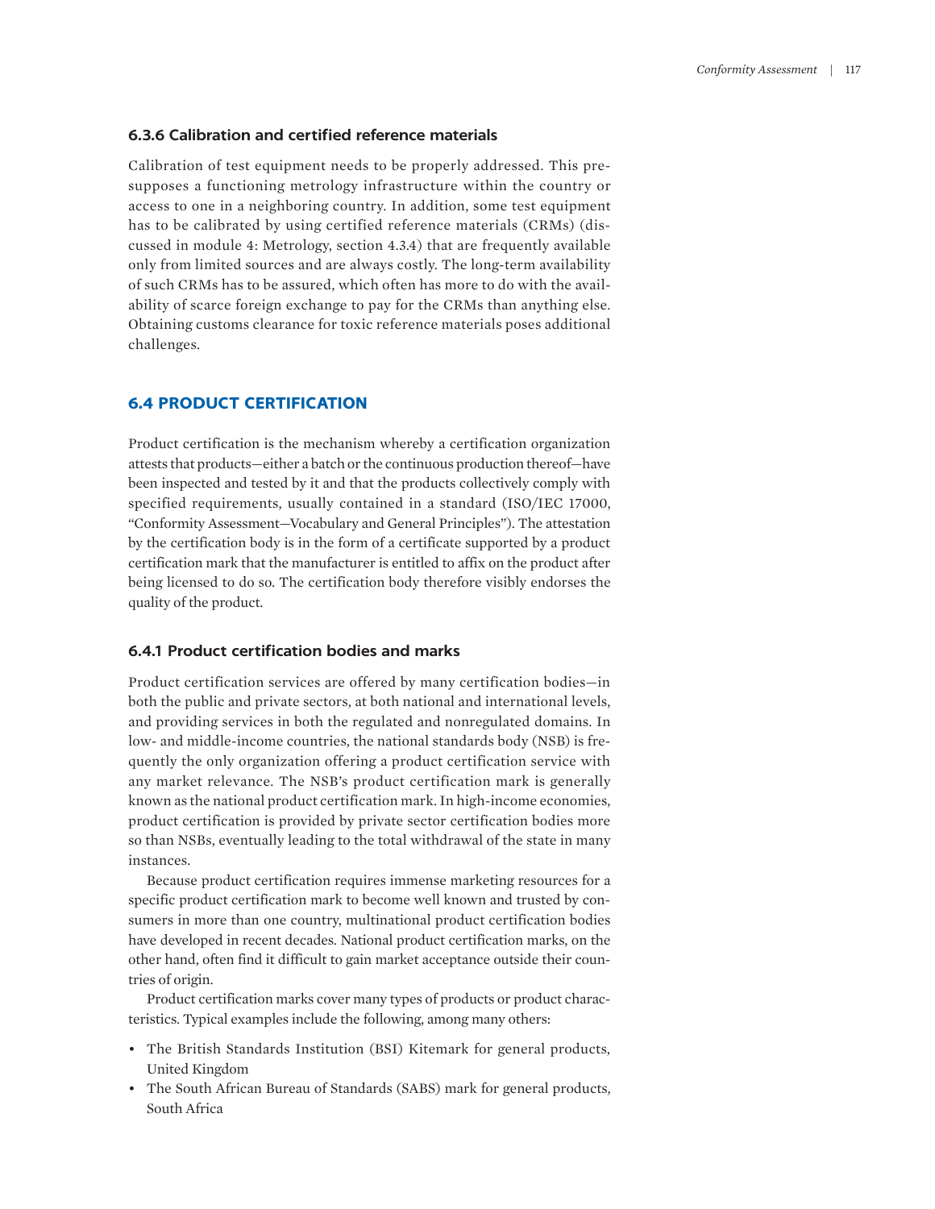### 6.3.6 Calibration and certified reference materials

Calibration of test equipment needs to be properly addressed. This presupposes a functioning metrology infrastructure within the country or access to one in a neighboring country. In addition, some test equipment has to be calibrated by using certified reference materials (CRMs) (discussed in module 4: Metrology, section 4.3.4) that are frequently available only from limited sources and are always costly. The long-term availability of such CRMs has to be assured, which often has more to do with the availability of scarce foreign exchange to pay for the CRMs than anything else. Obtaining customs clearance for toxic reference materials poses additional challenges.

## 6.4 PRODUCT CERTIFICATION

Product certification is the mechanism whereby a certification organization attests that products—either a batch or the continuous production thereof—have been inspected and tested by it and that the products collectively comply with specified requirements, usually contained in a standard (ISO/IEC 17000, "Conformity Assessment—Vocabulary and General Principles"). The attestation by the certification body is in the form of a certificate supported by a product certification mark that the manufacturer is entitled to affix on the product after being licensed to do so. The certification body therefore visibly endorses the quality of the product.

### 6.4.1 Product certification bodies and marks

Product certification services are offered by many certification bodies—in both the public and private sectors, at both national and international levels, and providing services in both the regulated and nonregulated domains. In low- and middle-income countries, the national standards body (NSB) is frequently the only organization offering a product certification service with any market relevance. The NSB's product certification mark is generally known as the national product certification mark. In high-income economies, product certification is provided by private sector certification bodies more so than NSBs, eventually leading to the total withdrawal of the state in many instances.

Because product certification requires immense marketing resources for a specific product certification mark to become well known and trusted by consumers in more than one country, multinational product certification bodies have developed in recent decades. National product certification marks, on the other hand, often find it difficult to gain market acceptance outside their countries of origin.

Product certification marks cover many types of products or product characteristics. Typical examples include the following, among many others:

- The British Standards Institution (BSI) Kitemark for general products, United Kingdom
- The South African Bureau of Standards (SABS) mark for general products, South Africa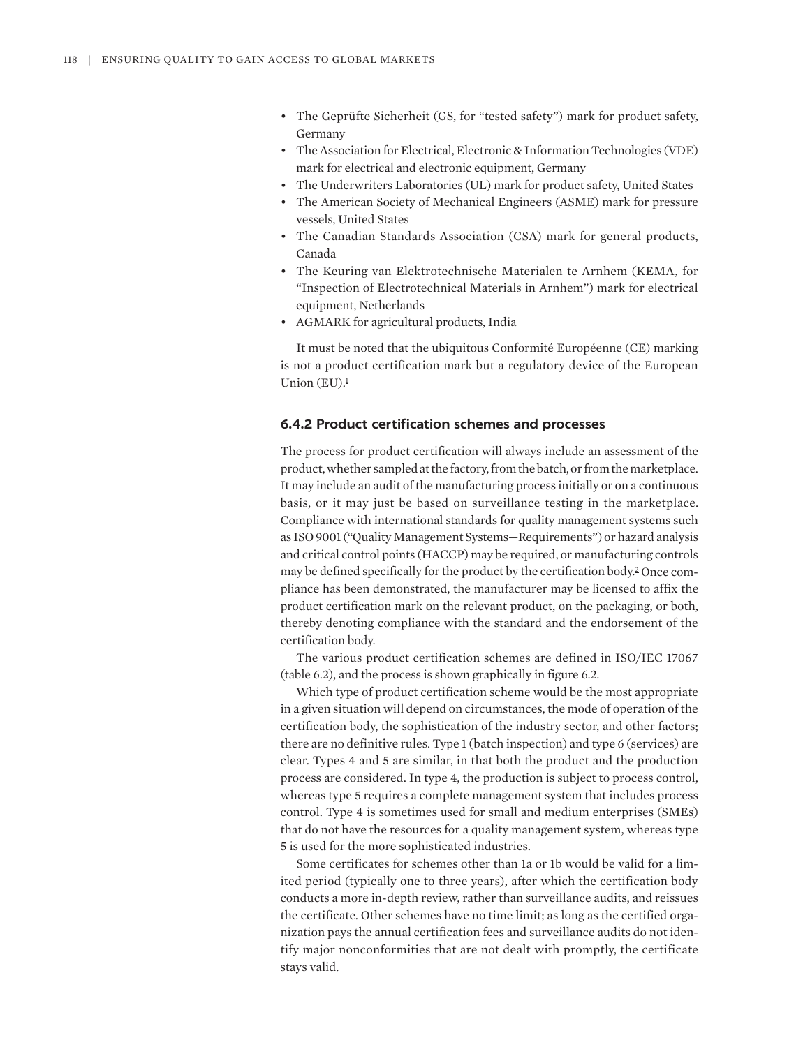- The Geprüfte Sicherheit (GS, for "tested safety") mark for product safety, Germany
- The Association for Electrical, Electronic & Information Technologies (VDE) mark for electrical and electronic equipment, Germany
- The Underwriters Laboratories (UL) mark for product safety, United States
- The American Society of Mechanical Engineers (ASME) mark for pressure vessels, United States
- The Canadian Standards Association (CSA) mark for general products, Canada
- The Keuring van Elektrotechnische Materialen te Arnhem (KEMA, for "Inspection of Electrotechnical Materials in Arnhem") mark for electrical equipment, Netherlands
- AGMARK for agricultural products, India

It must be noted that the ubiquitous Conformité Européenne (CE) marking is not a product certification mark but a regulatory device of the European Union (EU).[1]

### 6.4.2 Product certification schemes and processes

The process for product certification will always include an assessment of the product, whether sampled at the factory, from the batch, or from the marketplace. It may include an audit of the manufacturing process initially or on a continuous basis, or it may just be based on surveillance testing in the marketplace. Compliance with international standards for quality management systems such as ISO 9001 ("Quality Management Systems—Requirements") or hazard analysis and critical control points (HACCP) may be required, or manufacturing controls may be defined specifically for the product by the certification body.[2] Once compliance has been demonstrated, the manufacturer may be licensed to affix the product certification mark on the relevant product, on the packaging, or both, thereby denoting compliance with the standard and the endorsement of the certification body.

The various product certification schemes are defined in ISO/IEC 17067 (table 6.2), and the process is shown graphically in figure 6.2.

Which type of product certification scheme would be the most appropriate in a given situation will depend on circumstances, the mode of operation of the certification body, the sophistication of the industry sector, and other factors; there are no definitive rules. Type 1 (batch inspection) and type 6 (services) are clear. Types 4 and 5 are similar, in that both the product and the production process are considered. In type 4, the production is subject to process control, whereas type 5 requires a complete management system that includes process control. Type 4 is sometimes used for small and medium enterprises (SMEs) that do not have the resources for a quality management system, whereas type 5 is used for the more sophisticated industries.

Some certificates for schemes other than 1a or 1b would be valid for a limited period (typically one to three years), after which the certification body conducts a more in-depth review, rather than surveillance audits, and reissues the certificate. Other schemes have no time limit; as long as the certified organization pays the annual certification fees and surveillance audits do not identify major nonconformities that are not dealt with promptly, the certificate stays valid.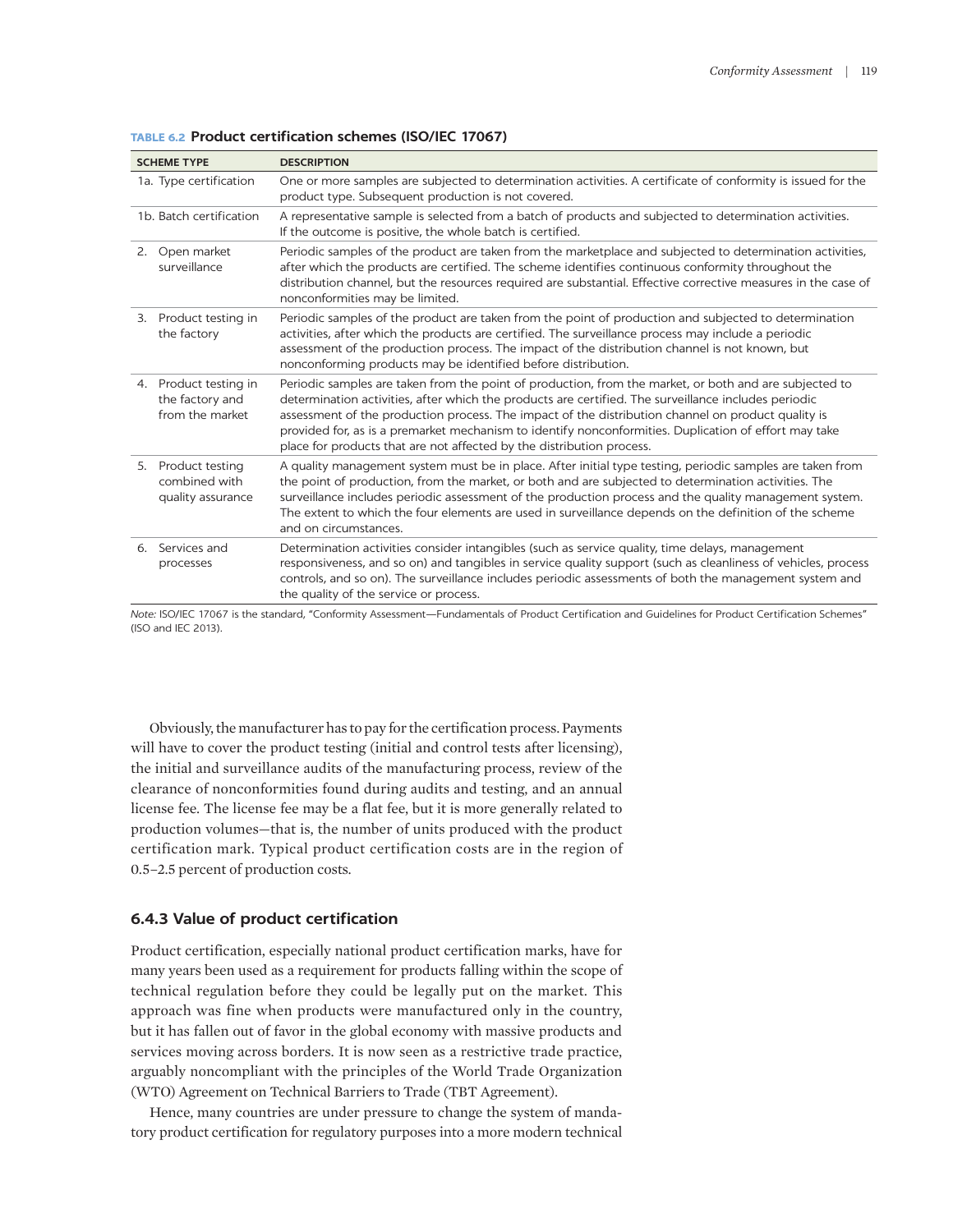**TABLE 6.2 Product certification schemes (ISO/IEC 17067)**

| SCHEME TYPE | DESCRIPTION |
| --- | --- |
| 1a. Type certification | One or more samples are subjected to determination activities. A certificate of conformity is issued for the product type. Subsequent production is not covered. |
| 1b. Batch certification | A representative sample is selected from a batch of products and subjected to determination activities. If the outcome is positive, the whole batch is certified. |
| 2. Open market surveillance | Periodic samples of the product are taken from the marketplace and subjected to determination activities, after which the products are certified. The scheme identifies continuous conformity throughout the distribution channel, but the resources required are substantial. Effective corrective measures in the case of nonconformities may be limited. |
| 3. Product testing in the factory | Periodic samples of the product are taken from the point of production and subjected to determination activities, after which the products are certified. The surveillance process may include a periodic assessment of the production process. The impact of the distribution channel is not known, but nonconforming products may be identified before distribution. |
| 4. Product testing in the factory and from the market | Periodic samples are taken from the point of production, from the market, or both and are subjected to determination activities, after which the products are certified. The surveillance includes periodic assessment of the production process. The impact of the distribution channel on product quality is provided for, as is a premarket mechanism to identify nonconformities. Duplication of effort may take place for products that are not affected by the distribution process. |
| 5. Product testing combined with quality assurance | A quality management system must be in place. After initial type testing, periodic samples are taken from the point of production, from the market, or both and are subjected to determination activities. The surveillance includes periodic assessment of the production process and the quality management system. The extent to which the four elements are used in surveillance depends on the definition of the scheme and on circumstances. |
| 6. Services and processes | Determination activities consider intangibles (such as service quality, time delays, management responsiveness, and so on) and tangibles in service quality support (such as cleanliness of vehicles, process controls, and so on). The surveillance includes periodic assessments of both the management system and the quality of the service or process. |

*Note:* ISO/IEC 17067 is the standard, "Conformity Assessment—Fundamentals of Product Certification and Guidelines for Product Certification Schemes" (ISO and IEC 2013).

Obviously, the manufacturer has to pay for the certification process. Payments will have to cover the product testing (initial and control tests after licensing), the initial and surveillance audits of the manufacturing process, review of the clearance of nonconformities found during audits and testing, and an annual license fee. The license fee may be a flat fee, but it is more generally related to production volumes—that is, the number of units produced with the product certification mark. Typical product certification costs are in the region of 0.5–2.5 percent of production costs.

### 6.4.3 Value of product certification

Product certification, especially national product certification marks, have for many years been used as a requirement for products falling within the scope of technical regulation before they could be legally put on the market. This approach was fine when products were manufactured only in the country, but it has fallen out of favor in the global economy with massive products and services moving across borders. It is now seen as a restrictive trade practice, arguably noncompliant with the principles of the World Trade Organization (WTO) Agreement on Technical Barriers to Trade (TBT Agreement).

Hence, many countries are under pressure to change the system of mandatory product certification for regulatory purposes into a more modern technical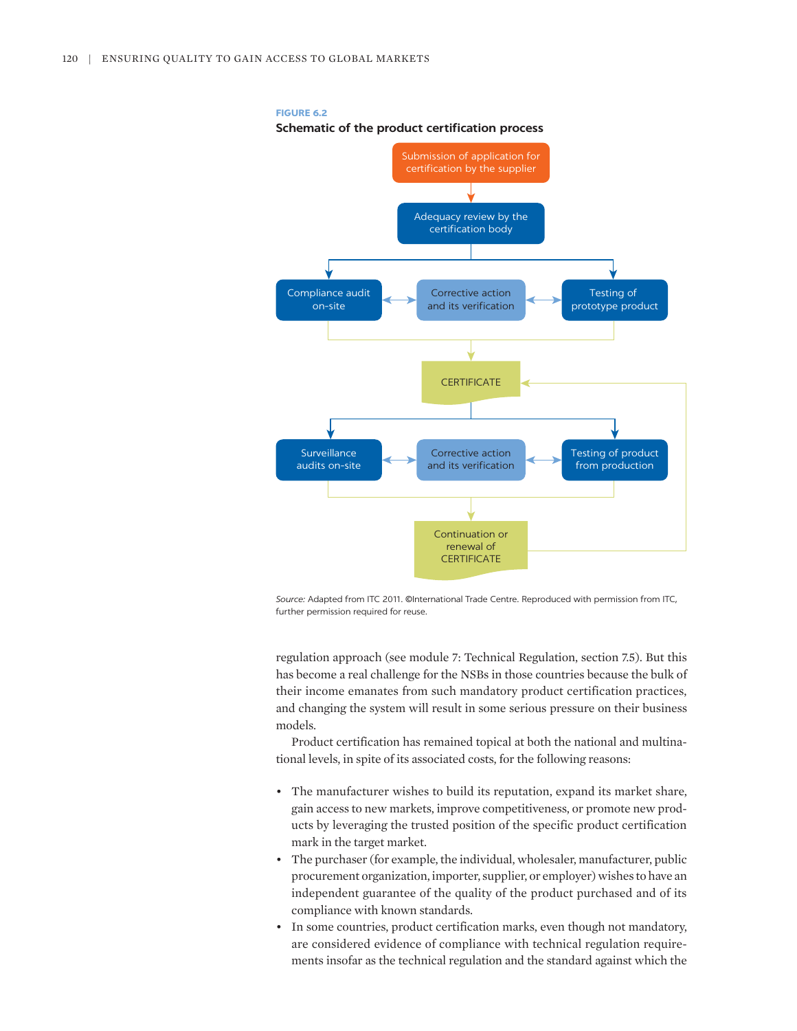**FIGURE 6.2**

**Schematic of the product certification process**

Submission of application for certification by the supplier

Adequacy review by the certification body

Compliance audit on-site

Corrective action and its verification

Testing of prototype product

CERTIFICATE

Surveillance audits on-site

Corrective action and its verification

Testing of product from production

Continuation or renewal of CERTIFICATE

*Source:* Adapted from ITC 2011. ©International Trade Centre. Reproduced with permission from ITC, further permission required for reuse.

regulation approach (see module 7: Technical Regulation, section 7.5). But this has become a real challenge for the NSBs in those countries because the bulk of their income emanates from such mandatory product certification practices, and changing the system will result in some serious pressure on their business models.

Product certification has remained topical at both the national and multinational levels, in spite of its associated costs, for the following reasons:

- The manufacturer wishes to build its reputation, expand its market share, gain access to new markets, improve competitiveness, or promote new products by leveraging the trusted position of the specific product certification mark in the target market.
- The purchaser (for example, the individual, wholesaler, manufacturer, public procurement organization, importer, supplier, or employer) wishes to have an independent guarantee of the quality of the product purchased and of its compliance with known standards.
- In some countries, product certification marks, even though not mandatory, are considered evidence of compliance with technical regulation requirements insofar as the technical regulation and the standard against which the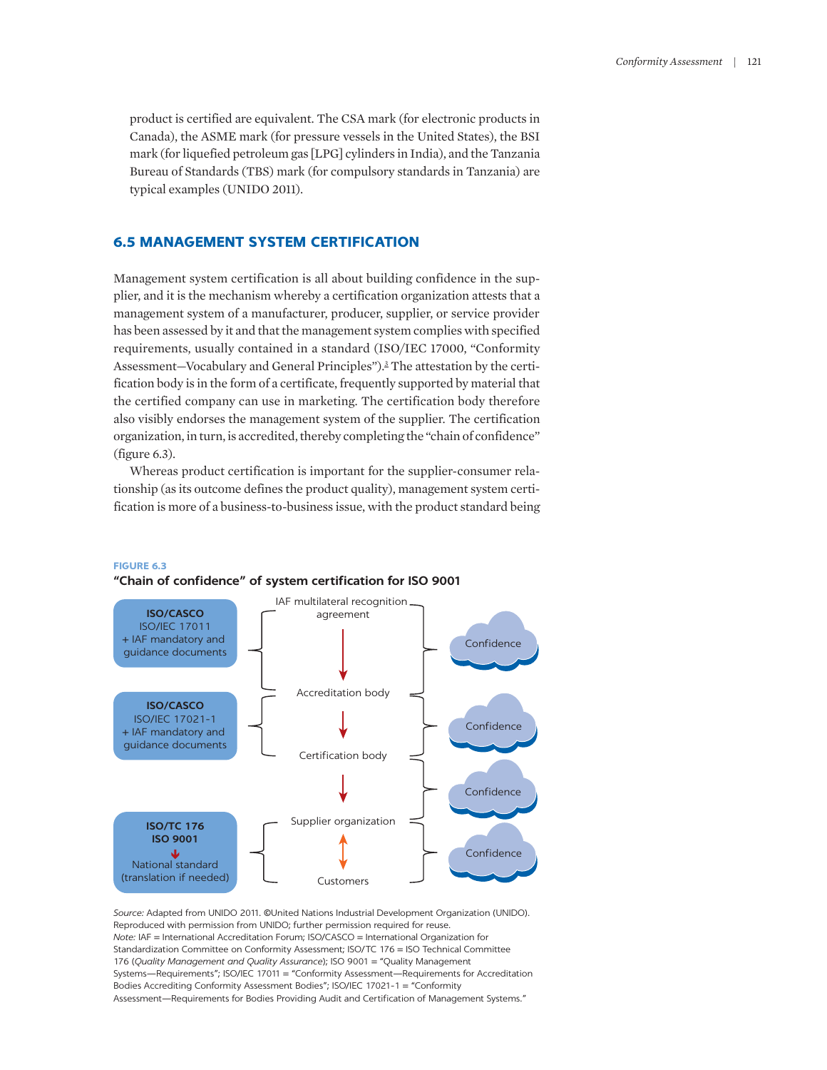product is certified are equivalent. The CSA mark (for electronic products in Canada), the ASME mark (for pressure vessels in the United States), the BSI mark (for liquefied petroleum gas [LPG] cylinders in India), and the Tanzania Bureau of Standards (TBS) mark (for compulsory standards in Tanzania) are typical examples (UNIDO 2011).

## 6.5 MANAGEMENT SYSTEM CERTIFICATION

Management system certification is all about building confidence in the supplier, and it is the mechanism whereby a certification organization attests that a management system of a manufacturer, producer, supplier, or service provider has been assessed by it and that the management system complies with specified requirements, usually contained in a standard (ISO/IEC 17000, "Conformity Assessment—Vocabulary and General Principles").[3] The attestation by the certification body is in the form of a certificate, frequently supported by material that the certified company can use in marketing. The certification body therefore also visibly endorses the management system of the supplier. The certification organization, in turn, is accredited, thereby completing the "chain of confidence" (figure 6.3).

Whereas product certification is important for the supplier-consumer relationship (as its outcome defines the product quality), management system certification is more of a business-to-business issue, with the product standard being

**FIGURE 6.3**
**"Chain of confidence" of system certification for ISO 9001**

**ISO/CASCO**
ISO/IEC 17011
+ IAF mandatory and guidance documents

**ISO/CASCO**
ISO/IEC 17021-1
+ IAF mandatory and guidance documents

**ISO/TC 176**
**ISO 9001**
↓
National standard
(translation if needed)

IAF multilateral recognition agreement → Accreditation body → Certification body → Supplier organization ↔ Customers

Confidence
Confidence
Confidence
Confidence

*Source:* Adapted from UNIDO 2011. ©United Nations Industrial Development Organization (UNIDO). Reproduced with permission from UNIDO; further permission required for reuse.
*Note:* IAF = International Accreditation Forum; ISO/CASCO = International Organization for Standardization Committee on Conformity Assessment; ISO/TC 176 = ISO Technical Committee 176 (*Quality Management and Quality Assurance*); ISO 9001 = "Quality Management Systems—Requirements"; ISO/IEC 17011 = "Conformity Assessment—Requirements for Accreditation Bodies Accrediting Conformity Assessment Bodies"; ISO/IEC 17021-1 = "Conformity Assessment—Requirements for Bodies Providing Audit and Certification of Management Systems."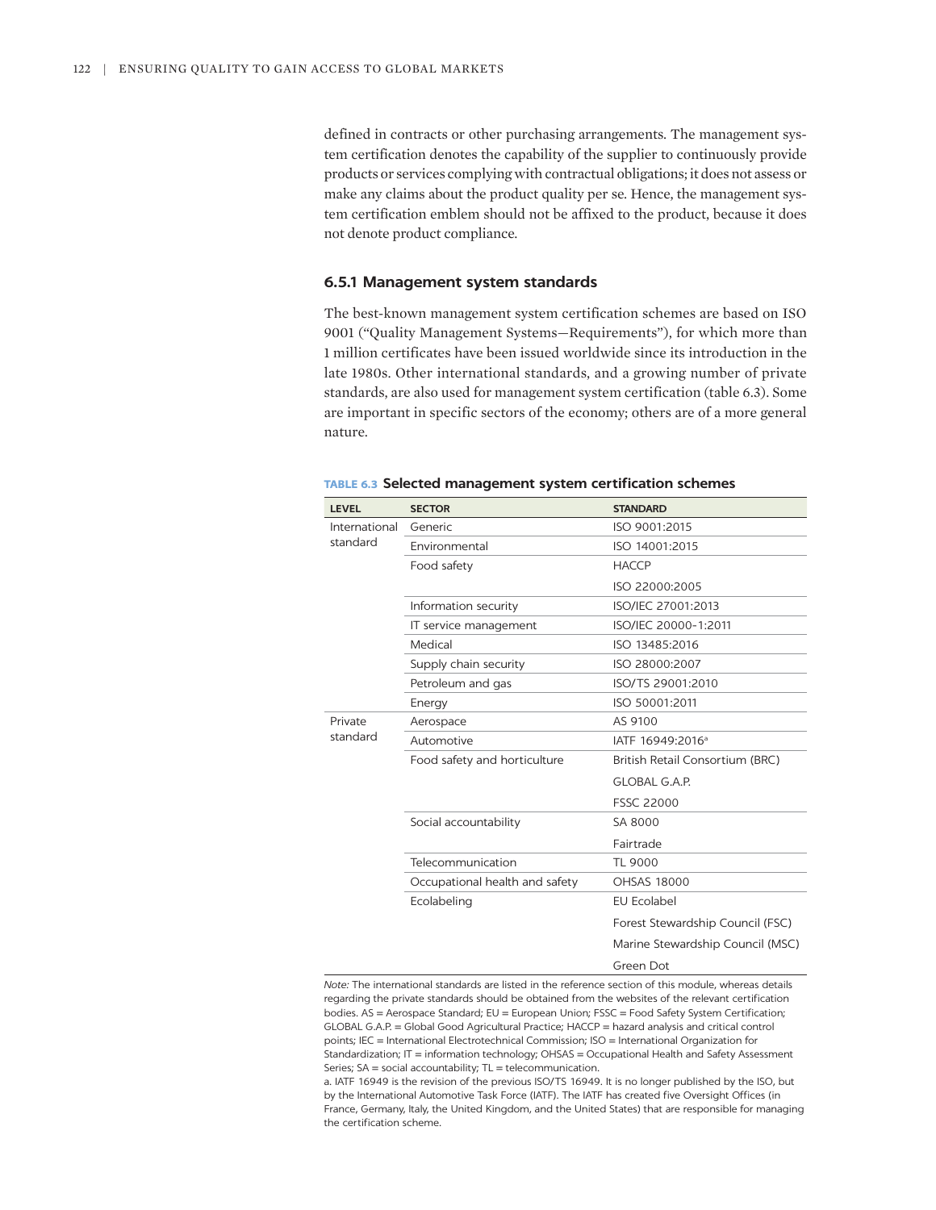defined in contracts or other purchasing arrangements. The management system certification denotes the capability of the supplier to continuously provide products or services complying with contractual obligations; it does not assess or make any claims about the product quality per se. Hence, the management system certification emblem should not be affixed to the product, because it does not denote product compliance.

### 6.5.1 Management system standards

The best-known management system certification schemes are based on ISO 9001 ("Quality Management Systems—Requirements"), for which more than 1 million certificates have been issued worldwide since its introduction in the late 1980s. Other international standards, and a growing number of private standards, are also used for management system certification (table 6.3). Some are important in specific sectors of the economy; others are of a more general nature.

**TABLE 6.3 Selected management system certification schemes**

| LEVEL | SECTOR | STANDARD |
|---|---|---|
| International standard | Generic | ISO 9001:2015 |
| | Environmental | ISO 14001:2015 |
| | Food safety | HACCP |
| | | ISO 22000:2005 |
| | Information security | ISO/IEC 27001:2013 |
| | IT service management | ISO/IEC 20000-1:2011 |
| | Medical | ISO 13485:2016 |
| | Supply chain security | ISO 28000:2007 |
| | Petroleum and gas | ISO/TS 29001:2010 |
| | Energy | ISO 50001:2011 |
| Private standard | Aerospace | AS 9100 |
| | Automotive | IATF 16949:2016[a] |
| | Food safety and horticulture | British Retail Consortium (BRC) |
| | | GLOBAL G.A.P. |
| | | FSSC 22000 |
| | Social accountability | SA 8000 |
| | | Fairtrade |
| | Telecommunication | TL 9000 |
| | Occupational health and safety | OHSAS 18000 |
| | Ecolabeling | EU Ecolabel |
| | | Forest Stewardship Council (FSC) |
| | | Marine Stewardship Council (MSC) |
| | | Green Dot |

*Note:* The international standards are listed in the reference section of this module, whereas details regarding the private standards should be obtained from the websites of the relevant certification bodies. AS = Aerospace Standard; EU = European Union; FSSC = Food Safety System Certification; GLOBAL G.A.P. = Global Good Agricultural Practice; HACCP = hazard analysis and critical control points; IEC = International Electrotechnical Commission; ISO = International Organization for Standardization; IT = information technology; OHSAS = Occupational Health and Safety Assessment Series; SA = social accountability; TL = telecommunication.

a. IATF 16949 is the revision of the previous ISO/TS 16949. It is no longer published by the ISO, but by the International Automotive Task Force (IATF). The IATF has created five Oversight Offices (in France, Germany, Italy, the United Kingdom, and the United States) that are responsible for managing the certification scheme.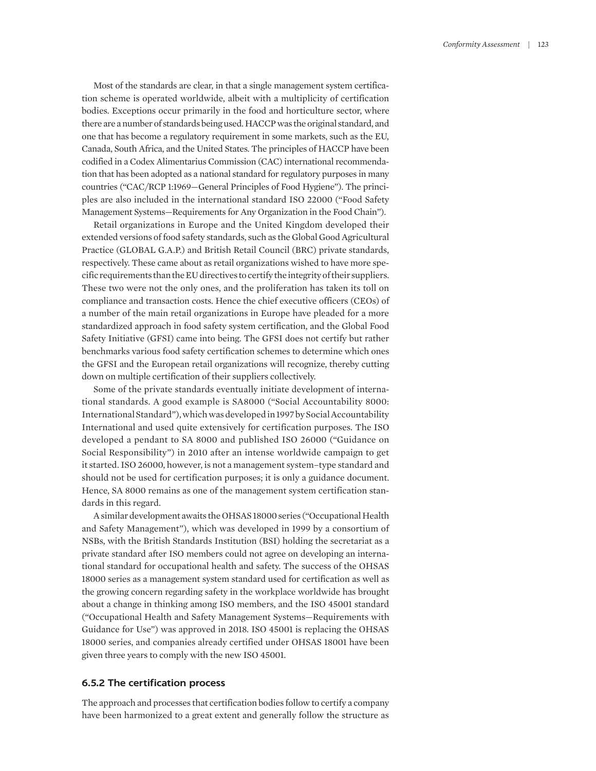Most of the standards are clear, in that a single management system certification scheme is operated worldwide, albeit with a multiplicity of certification bodies. Exceptions occur primarily in the food and horticulture sector, where there are a number of standards being used. HACCP was the original standard, and one that has become a regulatory requirement in some markets, such as the EU, Canada, South Africa, and the United States. The principles of HACCP have been codified in a Codex Alimentarius Commission (CAC) international recommendation that has been adopted as a national standard for regulatory purposes in many countries ("CAC/RCP 1:1969—General Principles of Food Hygiene"). The principles are also included in the international standard ISO 22000 ("Food Safety Management Systems—Requirements for Any Organization in the Food Chain").

Retail organizations in Europe and the United Kingdom developed their extended versions of food safety standards, such as the Global Good Agricultural Practice (GLOBAL G.A.P.) and British Retail Council (BRC) private standards, respectively. These came about as retail organizations wished to have more specific requirements than the EU directives to certify the integrity of their suppliers. These two were not the only ones, and the proliferation has taken its toll on compliance and transaction costs. Hence the chief executive officers (CEOs) of a number of the main retail organizations in Europe have pleaded for a more standardized approach in food safety system certification, and the Global Food Safety Initiative (GFSI) came into being. The GFSI does not certify but rather benchmarks various food safety certification schemes to determine which ones the GFSI and the European retail organizations will recognize, thereby cutting down on multiple certification of their suppliers collectively.

Some of the private standards eventually initiate development of international standards. A good example is SA8000 ("Social Accountability 8000: International Standard"), which was developed in 1997 by Social Accountability International and used quite extensively for certification purposes. The ISO developed a pendant to SA 8000 and published ISO 26000 ("Guidance on Social Responsibility") in 2010 after an intense worldwide campaign to get it started. ISO 26000, however, is not a management system–type standard and should not be used for certification purposes; it is only a guidance document. Hence, SA 8000 remains as one of the management system certification standards in this regard.

A similar development awaits the OHSAS 18000 series ("Occupational Health and Safety Management"), which was developed in 1999 by a consortium of NSBs, with the British Standards Institution (BSI) holding the secretariat as a private standard after ISO members could not agree on developing an international standard for occupational health and safety. The success of the OHSAS 18000 series as a management system standard used for certification as well as the growing concern regarding safety in the workplace worldwide has brought about a change in thinking among ISO members, and the ISO 45001 standard ("Occupational Health and Safety Management Systems—Requirements with Guidance for Use") was approved in 2018. ISO 45001 is replacing the OHSAS 18000 series, and companies already certified under OHSAS 18001 have been given three years to comply with the new ISO 45001.

### 6.5.2 The certification process

The approach and processes that certification bodies follow to certify a company have been harmonized to a great extent and generally follow the structure as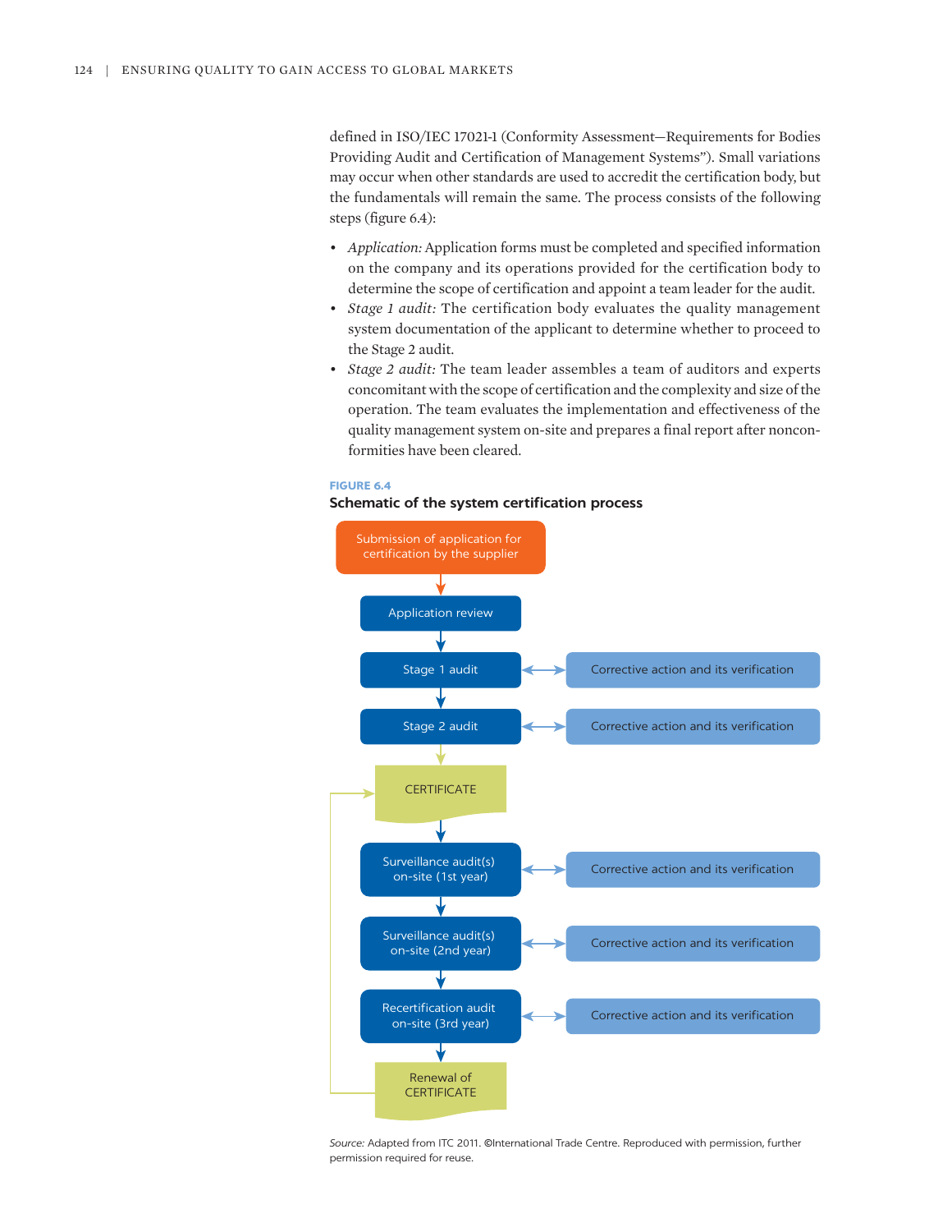defined in ISO/IEC 17021-1 (Conformity Assessment—Requirements for Bodies Providing Audit and Certification of Management Systems"). Small variations may occur when other standards are used to accredit the certification body, but the fundamentals will remain the same. The process consists of the following steps (figure 6.4):

- *Application:* Application forms must be completed and specified information on the company and its operations provided for the certification body to determine the scope of certification and appoint a team leader for the audit.
- *Stage 1 audit:* The certification body evaluates the quality management system documentation of the applicant to determine whether to proceed to the Stage 2 audit.
- *Stage 2 audit:* The team leader assembles a team of auditors and experts concomitant with the scope of certification and the complexity and size of the operation. The team evaluates the implementation and effectiveness of the quality management system on-site and prepares a final report after nonconformities have been cleared.

**FIGURE 6.4**

**Schematic of the system certification process**

Submission of application for certification by the supplier

Application review

Stage 1 audit ↔ Corrective action and its verification

Stage 2 audit ↔ Corrective action and its verification

CERTIFICATE

Surveillance audit(s) on-site (1st year) ↔ Corrective action and its verification

Surveillance audit(s) on-site (2nd year) ↔ Corrective action and its verification

Recertification audit on-site (3rd year) ↔ Corrective action and its verification

Renewal of CERTIFICATE

*Source:* Adapted from ITC 2011. ©International Trade Centre. Reproduced with permission, further permission required for reuse.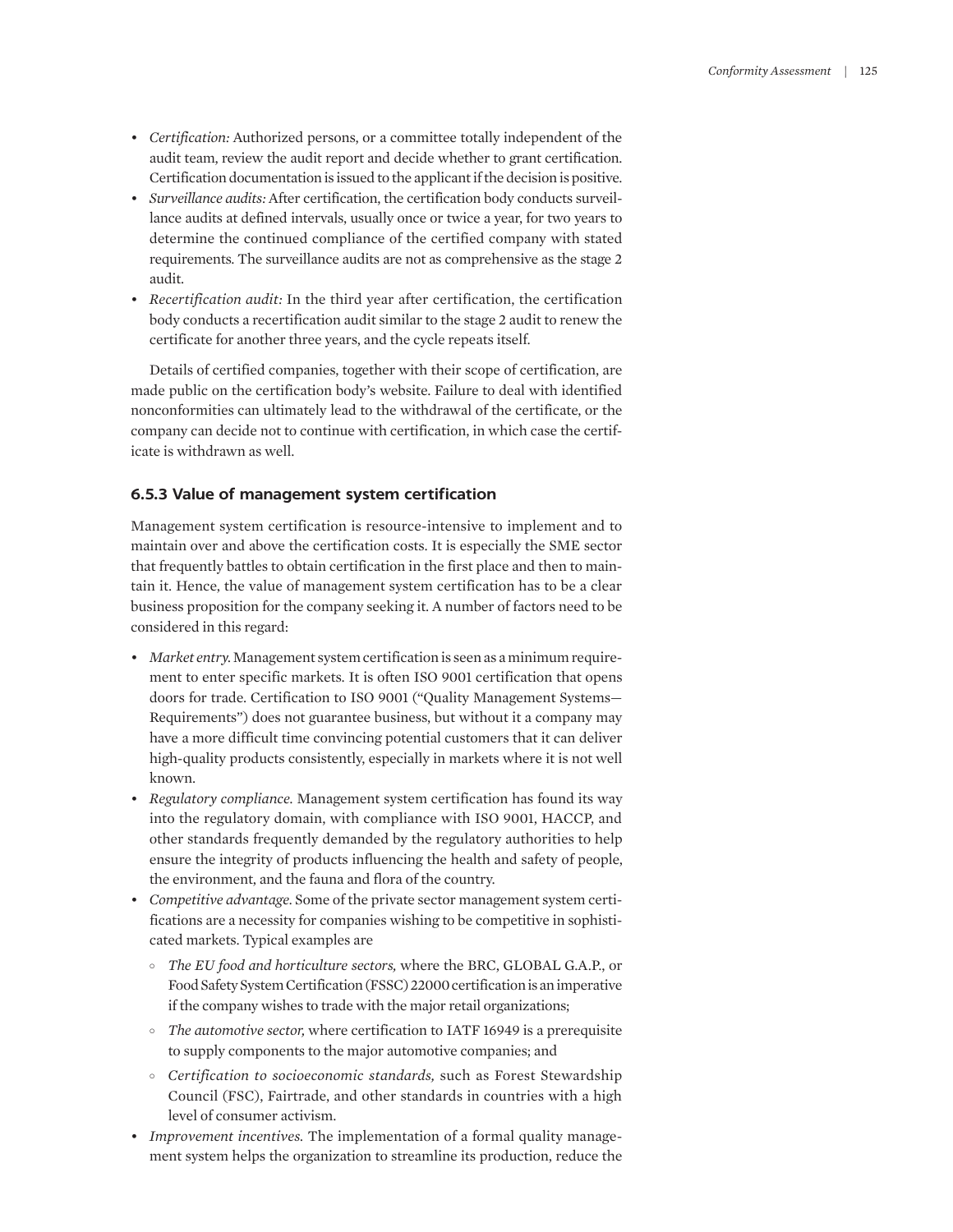- *Certification:* Authorized persons, or a committee totally independent of the audit team, review the audit report and decide whether to grant certification. Certification documentation is issued to the applicant if the decision is positive.
- *Surveillance audits:* After certification, the certification body conducts surveillance audits at defined intervals, usually once or twice a year, for two years to determine the continued compliance of the certified company with stated requirements. The surveillance audits are not as comprehensive as the stage 2 audit.
- *Recertification audit:* In the third year after certification, the certification body conducts a recertification audit similar to the stage 2 audit to renew the certificate for another three years, and the cycle repeats itself.

Details of certified companies, together with their scope of certification, are made public on the certification body's website. Failure to deal with identified nonconformities can ultimately lead to the withdrawal of the certificate, or the company can decide not to continue with certification, in which case the certificate is withdrawn as well.

### 6.5.3 Value of management system certification

Management system certification is resource-intensive to implement and to maintain over and above the certification costs. It is especially the SME sector that frequently battles to obtain certification in the first place and then to maintain it. Hence, the value of management system certification has to be a clear business proposition for the company seeking it. A number of factors need to be considered in this regard:

- *Market entry.* Management system certification is seen as a minimum requirement to enter specific markets. It is often ISO 9001 certification that opens doors for trade. Certification to ISO 9001 ("Quality Management Systems—Requirements") does not guarantee business, but without it a company may have a more difficult time convincing potential customers that it can deliver high-quality products consistently, especially in markets where it is not well known.
- *Regulatory compliance.* Management system certification has found its way into the regulatory domain, with compliance with ISO 9001, HACCP, and other standards frequently demanded by the regulatory authorities to help ensure the integrity of products influencing the health and safety of people, the environment, and the fauna and flora of the country.
- *Competitive advantage.* Some of the private sector management system certifications are a necessity for companies wishing to be competitive in sophisticated markets. Typical examples are
  - *The EU food and horticulture sectors,* where the BRC, GLOBAL G.A.P., or Food Safety System Certification (FSSC) 22000 certification is an imperative if the company wishes to trade with the major retail organizations;
  - *The automotive sector,* where certification to IATF 16949 is a prerequisite to supply components to the major automotive companies; and
  - *Certification to socioeconomic standards,* such as Forest Stewardship Council (FSC), Fairtrade, and other standards in countries with a high level of consumer activism.
- *Improvement incentives.* The implementation of a formal quality management system helps the organization to streamline its production, reduce the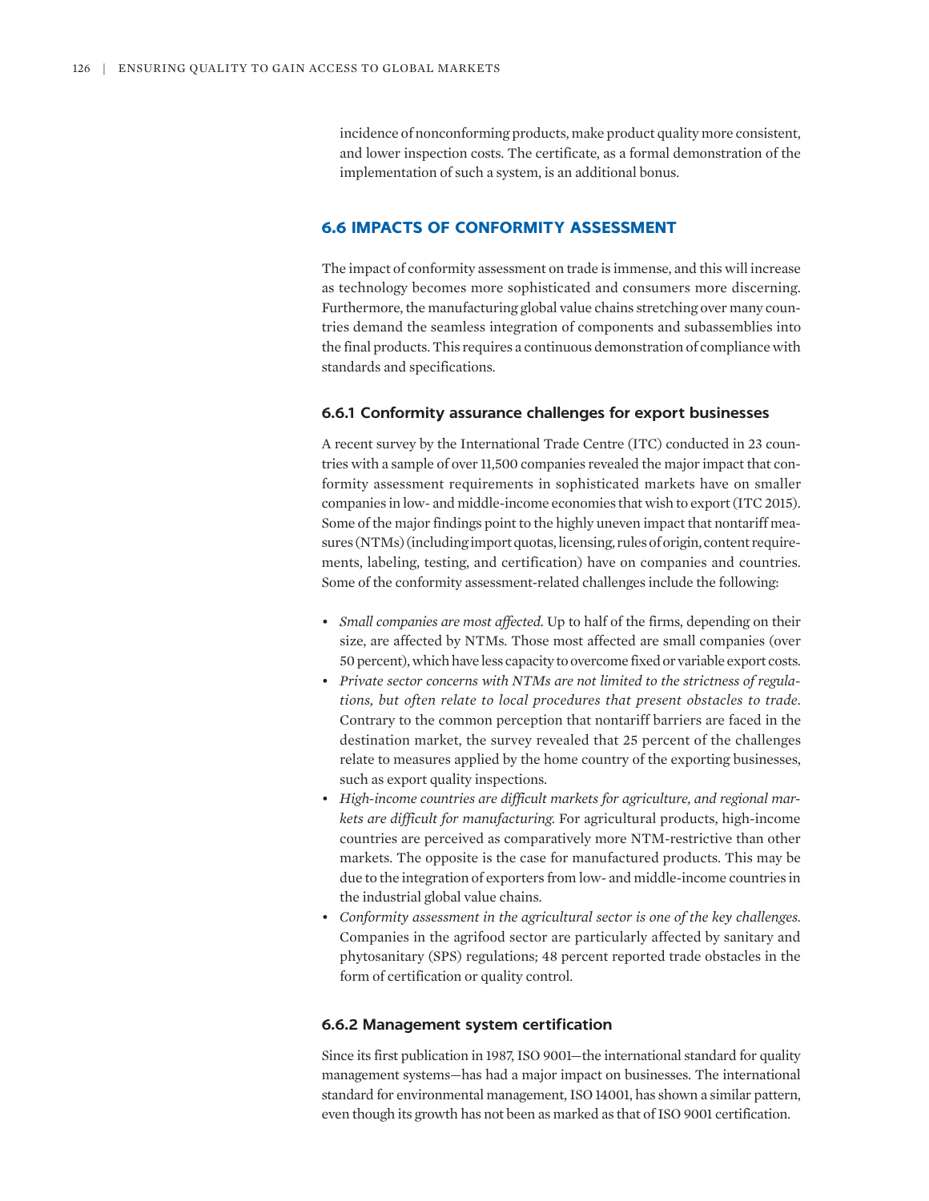incidence of nonconforming products, make product quality more consistent, and lower inspection costs. The certificate, as a formal demonstration of the implementation of such a system, is an additional bonus.

## 6.6 IMPACTS OF CONFORMITY ASSESSMENT

The impact of conformity assessment on trade is immense, and this will increase as technology becomes more sophisticated and consumers more discerning. Furthermore, the manufacturing global value chains stretching over many countries demand the seamless integration of components and subassemblies into the final products. This requires a continuous demonstration of compliance with standards and specifications.

### 6.6.1 Conformity assurance challenges for export businesses

A recent survey by the International Trade Centre (ITC) conducted in 23 countries with a sample of over 11,500 companies revealed the major impact that conformity assessment requirements in sophisticated markets have on smaller companies in low- and middle-income economies that wish to export (ITC 2015). Some of the major findings point to the highly uneven impact that nontariff measures (NTMs) (including import quotas, licensing, rules of origin, content requirements, labeling, testing, and certification) have on companies and countries. Some of the conformity assessment-related challenges include the following:

- *Small companies are most affected.* Up to half of the firms, depending on their size, are affected by NTMs. Those most affected are small companies (over 50 percent), which have less capacity to overcome fixed or variable export costs.
- *Private sector concerns with NTMs are not limited to the strictness of regulations, but often relate to local procedures that present obstacles to trade.* Contrary to the common perception that nontariff barriers are faced in the destination market, the survey revealed that 25 percent of the challenges relate to measures applied by the home country of the exporting businesses, such as export quality inspections.
- *High-income countries are difficult markets for agriculture, and regional markets are difficult for manufacturing.* For agricultural products, high-income countries are perceived as comparatively more NTM-restrictive than other markets. The opposite is the case for manufactured products. This may be due to the integration of exporters from low- and middle-income countries in the industrial global value chains.
- *Conformity assessment in the agricultural sector is one of the key challenges.* Companies in the agrifood sector are particularly affected by sanitary and phytosanitary (SPS) regulations; 48 percent reported trade obstacles in the form of certification or quality control.

### 6.6.2 Management system certification

Since its first publication in 1987, ISO 9001—the international standard for quality management systems—has had a major impact on businesses. The international standard for environmental management, ISO 14001, has shown a similar pattern, even though its growth has not been as marked as that of ISO 9001 certification.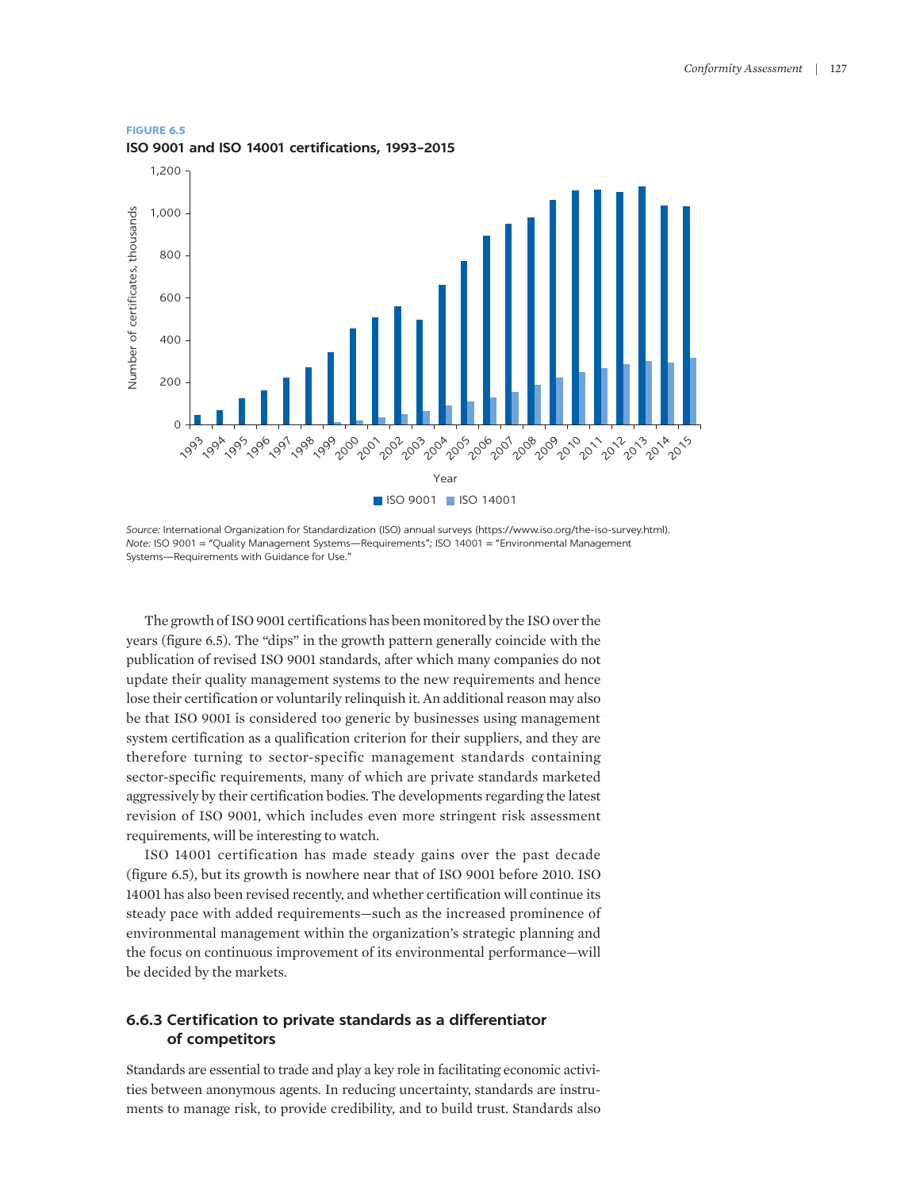**FIGURE 6.5**

**ISO 9001 and ISO 14001 certifications, 1993–2015**

*Source:* International Organization for Standardization (ISO) annual surveys (https://www.iso.org/the-iso-survey.html).
*Note:* ISO 9001 = "Quality Management Systems—Requirements"; ISO 14001 = "Environmental Management Systems—Requirements with Guidance for Use."

The growth of ISO 9001 certifications has been monitored by the ISO over the years (figure 6.5). The "dips" in the growth pattern generally coincide with the publication of revised ISO 9001 standards, after which many companies do not update their quality management systems to the new requirements and hence lose their certification or voluntarily relinquish it. An additional reason may also be that ISO 9001 is considered too generic by businesses using management system certification as a qualification criterion for their suppliers, and they are therefore turning to sector-specific management standards containing sector-specific requirements, many of which are private standards marketed aggressively by their certification bodies. The developments regarding the latest revision of ISO 9001, which includes even more stringent risk assessment requirements, will be interesting to watch.

ISO 14001 certification has made steady gains over the past decade (figure 6.5), but its growth is nowhere near that of ISO 9001 before 2010. ISO 14001 has also been revised recently, and whether certification will continue its steady pace with added requirements—such as the increased prominence of environmental management within the organization's strategic planning and the focus on continuous improvement of its environmental performance—will be decided by the markets.

### 6.6.3 Certification to private standards as a differentiator of competitors

Standards are essential to trade and play a key role in facilitating economic activities between anonymous agents. In reducing uncertainty, standards are instruments to manage risk, to provide credibility, and to build trust. Standards also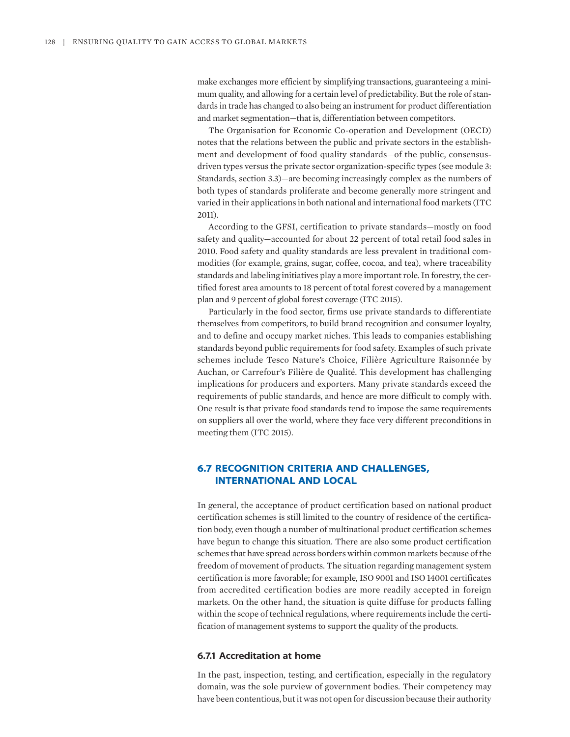make exchanges more efficient by simplifying transactions, guaranteeing a minimum quality, and allowing for a certain level of predictability. But the role of standards in trade has changed to also being an instrument for product differentiation and market segmentation—that is, differentiation between competitors.

The Organisation for Economic Co-operation and Development (OECD) notes that the relations between the public and private sectors in the establishment and development of food quality standards—of the public, consensus-driven types versus the private sector organization-specific types (see module 3: Standards, section 3.3)—are becoming increasingly complex as the numbers of both types of standards proliferate and become generally more stringent and varied in their applications in both national and international food markets (ITC 2011).

According to the GFSI, certification to private standards—mostly on food safety and quality—accounted for about 22 percent of total retail food sales in 2010. Food safety and quality standards are less prevalent in traditional commodities (for example, grains, sugar, coffee, cocoa, and tea), where traceability standards and labeling initiatives play a more important role. In forestry, the certified forest area amounts to 18 percent of total forest covered by a management plan and 9 percent of global forest coverage (ITC 2015).

Particularly in the food sector, firms use private standards to differentiate themselves from competitors, to build brand recognition and consumer loyalty, and to define and occupy market niches. This leads to companies establishing standards beyond public requirements for food safety. Examples of such private schemes include Tesco Nature's Choice, Filière Agriculture Raisonnée by Auchan, or Carrefour's Filière de Qualité. This development has challenging implications for producers and exporters. Many private standards exceed the requirements of public standards, and hence are more difficult to comply with. One result is that private food standards tend to impose the same requirements on suppliers all over the world, where they face very different preconditions in meeting them (ITC 2015).

## 6.7 RECOGNITION CRITERIA AND CHALLENGES, INTERNATIONAL AND LOCAL

In general, the acceptance of product certification based on national product certification schemes is still limited to the country of residence of the certification body, even though a number of multinational product certification schemes have begun to change this situation. There are also some product certification schemes that have spread across borders within common markets because of the freedom of movement of products. The situation regarding management system certification is more favorable; for example, ISO 9001 and ISO 14001 certificates from accredited certification bodies are more readily accepted in foreign markets. On the other hand, the situation is quite diffuse for products falling within the scope of technical regulations, where requirements include the certification of management systems to support the quality of the products.

### 6.7.1 Accreditation at home

In the past, inspection, testing, and certification, especially in the regulatory domain, was the sole purview of government bodies. Their competency may have been contentious, but it was not open for discussion because their authority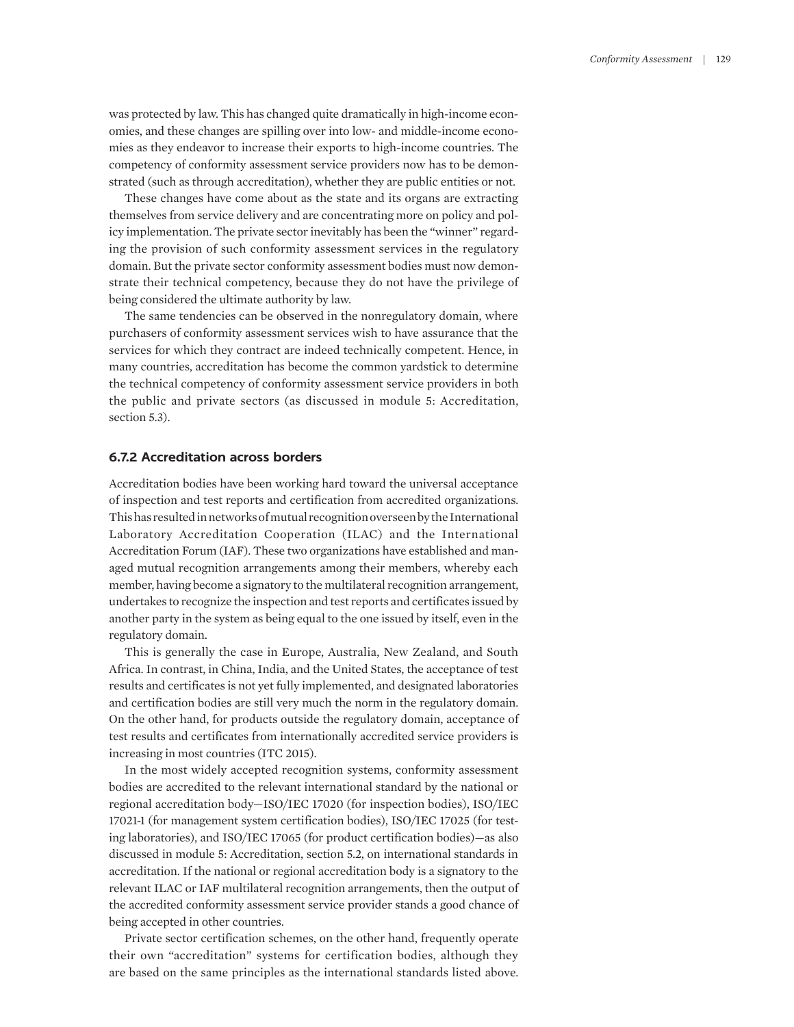was protected by law. This has changed quite dramatically in high-income economies, and these changes are spilling over into low- and middle-income economies as they endeavor to increase their exports to high-income countries. The competency of conformity assessment service providers now has to be demonstrated (such as through accreditation), whether they are public entities or not.

These changes have come about as the state and its organs are extracting themselves from service delivery and are concentrating more on policy and policy implementation. The private sector inevitably has been the "winner" regarding the provision of such conformity assessment services in the regulatory domain. But the private sector conformity assessment bodies must now demonstrate their technical competency, because they do not have the privilege of being considered the ultimate authority by law.

The same tendencies can be observed in the nonregulatory domain, where purchasers of conformity assessment services wish to have assurance that the services for which they contract are indeed technically competent. Hence, in many countries, accreditation has become the common yardstick to determine the technical competency of conformity assessment service providers in both the public and private sectors (as discussed in module 5: Accreditation, section 5.3).

### 6.7.2 Accreditation across borders

Accreditation bodies have been working hard toward the universal acceptance of inspection and test reports and certification from accredited organizations. This has resulted in networks of mutual recognition overseen by the International Laboratory Accreditation Cooperation (ILAC) and the International Accreditation Forum (IAF). These two organizations have established and managed mutual recognition arrangements among their members, whereby each member, having become a signatory to the multilateral recognition arrangement, undertakes to recognize the inspection and test reports and certificates issued by another party in the system as being equal to the one issued by itself, even in the regulatory domain.

This is generally the case in Europe, Australia, New Zealand, and South Africa. In contrast, in China, India, and the United States, the acceptance of test results and certificates is not yet fully implemented, and designated laboratories and certification bodies are still very much the norm in the regulatory domain. On the other hand, for products outside the regulatory domain, acceptance of test results and certificates from internationally accredited service providers is increasing in most countries (ITC 2015).

In the most widely accepted recognition systems, conformity assessment bodies are accredited to the relevant international standard by the national or regional accreditation body—ISO/IEC 17020 (for inspection bodies), ISO/IEC 17021-1 (for management system certification bodies), ISO/IEC 17025 (for testing laboratories), and ISO/IEC 17065 (for product certification bodies)—as also discussed in module 5: Accreditation, section 5.2, on international standards in accreditation. If the national or regional accreditation body is a signatory to the relevant ILAC or IAF multilateral recognition arrangements, then the output of the accredited conformity assessment service provider stands a good chance of being accepted in other countries.

Private sector certification schemes, on the other hand, frequently operate their own "accreditation" systems for certification bodies, although they are based on the same principles as the international standards listed above.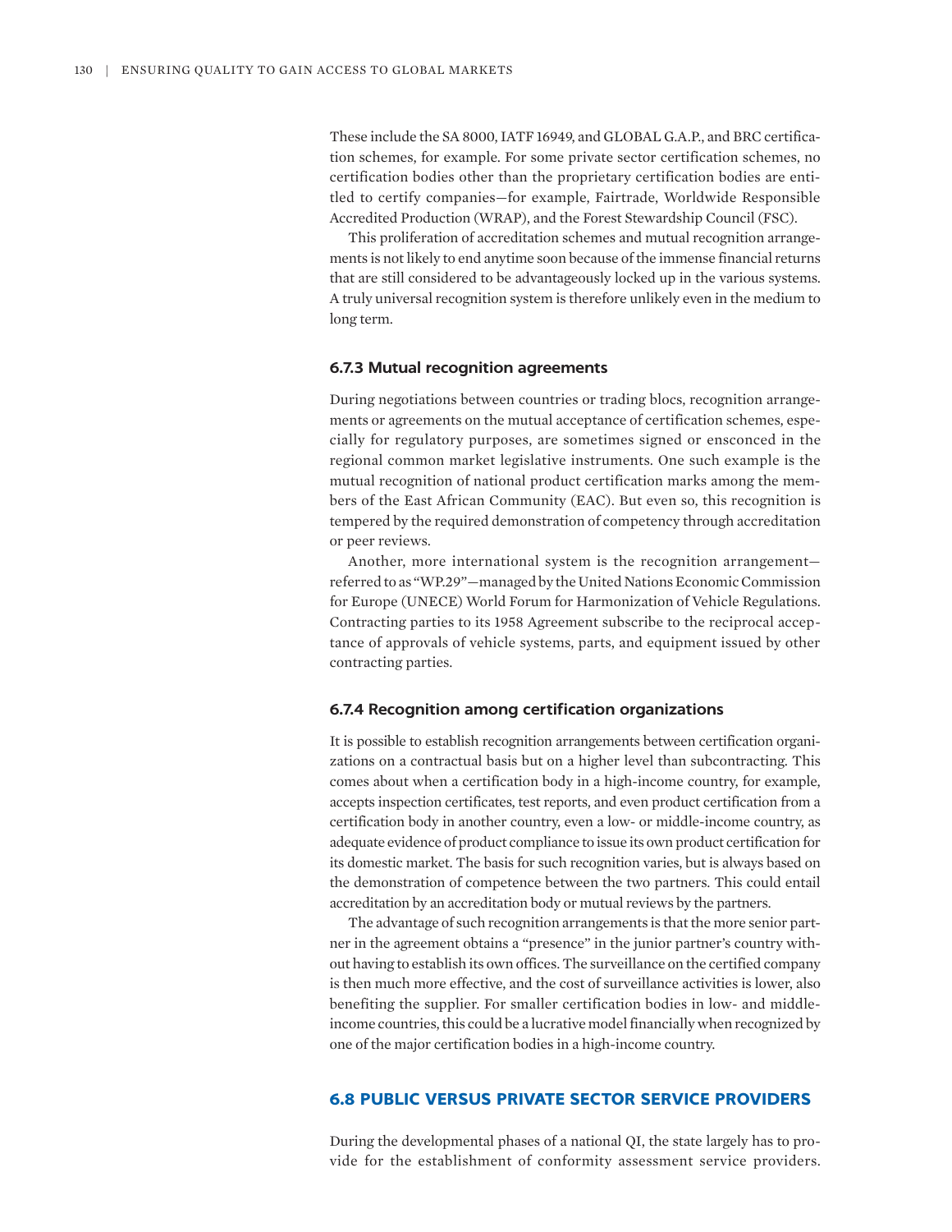These include the SA 8000, IATF 16949, and GLOBAL G.A.P., and BRC certification schemes, for example. For some private sector certification schemes, no certification bodies other than the proprietary certification bodies are entitled to certify companies—for example, Fairtrade, Worldwide Responsible Accredited Production (WRAP), and the Forest Stewardship Council (FSC).

This proliferation of accreditation schemes and mutual recognition arrangements is not likely to end anytime soon because of the immense financial returns that are still considered to be advantageously locked up in the various systems. A truly universal recognition system is therefore unlikely even in the medium to long term.

### 6.7.3 Mutual recognition agreements

During negotiations between countries or trading blocs, recognition arrangements or agreements on the mutual acceptance of certification schemes, especially for regulatory purposes, are sometimes signed or ensconced in the regional common market legislative instruments. One such example is the mutual recognition of national product certification marks among the members of the East African Community (EAC). But even so, this recognition is tempered by the required demonstration of competency through accreditation or peer reviews.

Another, more international system is the recognition arrangement—referred to as "WP.29"—managed by the United Nations Economic Commission for Europe (UNECE) World Forum for Harmonization of Vehicle Regulations. Contracting parties to its 1958 Agreement subscribe to the reciprocal acceptance of approvals of vehicle systems, parts, and equipment issued by other contracting parties.

### 6.7.4 Recognition among certification organizations

It is possible to establish recognition arrangements between certification organizations on a contractual basis but on a higher level than subcontracting. This comes about when a certification body in a high-income country, for example, accepts inspection certificates, test reports, and even product certification from a certification body in another country, even a low- or middle-income country, as adequate evidence of product compliance to issue its own product certification for its domestic market. The basis for such recognition varies, but is always based on the demonstration of competence between the two partners. This could entail accreditation by an accreditation body or mutual reviews by the partners.

The advantage of such recognition arrangements is that the more senior partner in the agreement obtains a "presence" in the junior partner's country without having to establish its own offices. The surveillance on the certified company is then much more effective, and the cost of surveillance activities is lower, also benefiting the supplier. For smaller certification bodies in low- and middle-income countries, this could be a lucrative model financially when recognized by one of the major certification bodies in a high-income country.

## 6.8 PUBLIC VERSUS PRIVATE SECTOR SERVICE PROVIDERS

During the developmental phases of a national QI, the state largely has to provide for the establishment of conformity assessment service providers.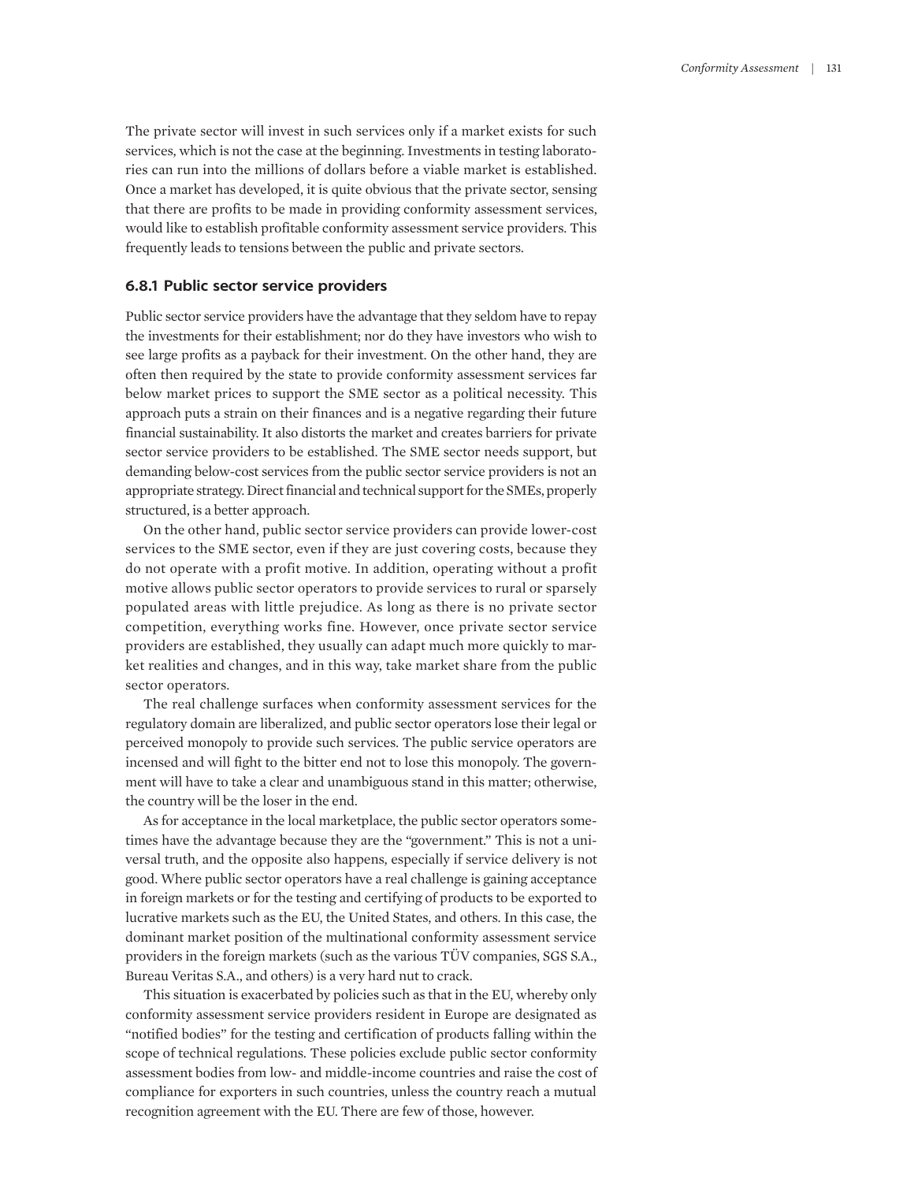The private sector will invest in such services only if a market exists for such services, which is not the case at the beginning. Investments in testing laboratories can run into the millions of dollars before a viable market is established. Once a market has developed, it is quite obvious that the private sector, sensing that there are profits to be made in providing conformity assessment services, would like to establish profitable conformity assessment service providers. This frequently leads to tensions between the public and private sectors.

### 6.8.1 Public sector service providers

Public sector service providers have the advantage that they seldom have to repay the investments for their establishment; nor do they have investors who wish to see large profits as a payback for their investment. On the other hand, they are often then required by the state to provide conformity assessment services far below market prices to support the SME sector as a political necessity. This approach puts a strain on their finances and is a negative regarding their future financial sustainability. It also distorts the market and creates barriers for private sector service providers to be established. The SME sector needs support, but demanding below-cost services from the public sector service providers is not an appropriate strategy. Direct financial and technical support for the SMEs, properly structured, is a better approach.

On the other hand, public sector service providers can provide lower-cost services to the SME sector, even if they are just covering costs, because they do not operate with a profit motive. In addition, operating without a profit motive allows public sector operators to provide services to rural or sparsely populated areas with little prejudice. As long as there is no private sector competition, everything works fine. However, once private sector service providers are established, they usually can adapt much more quickly to market realities and changes, and in this way, take market share from the public sector operators.

The real challenge surfaces when conformity assessment services for the regulatory domain are liberalized, and public sector operators lose their legal or perceived monopoly to provide such services. The public service operators are incensed and will fight to the bitter end not to lose this monopoly. The government will have to take a clear and unambiguous stand in this matter; otherwise, the country will be the loser in the end.

As for acceptance in the local marketplace, the public sector operators sometimes have the advantage because they are the "government." This is not a universal truth, and the opposite also happens, especially if service delivery is not good. Where public sector operators have a real challenge is gaining acceptance in foreign markets or for the testing and certifying of products to be exported to lucrative markets such as the EU, the United States, and others. In this case, the dominant market position of the multinational conformity assessment service providers in the foreign markets (such as the various TÜV companies, SGS S.A., Bureau Veritas S.A., and others) is a very hard nut to crack.

This situation is exacerbated by policies such as that in the EU, whereby only conformity assessment service providers resident in Europe are designated as "notified bodies" for the testing and certification of products falling within the scope of technical regulations. These policies exclude public sector conformity assessment bodies from low- and middle-income countries and raise the cost of compliance for exporters in such countries, unless the country reach a mutual recognition agreement with the EU. There are few of those, however.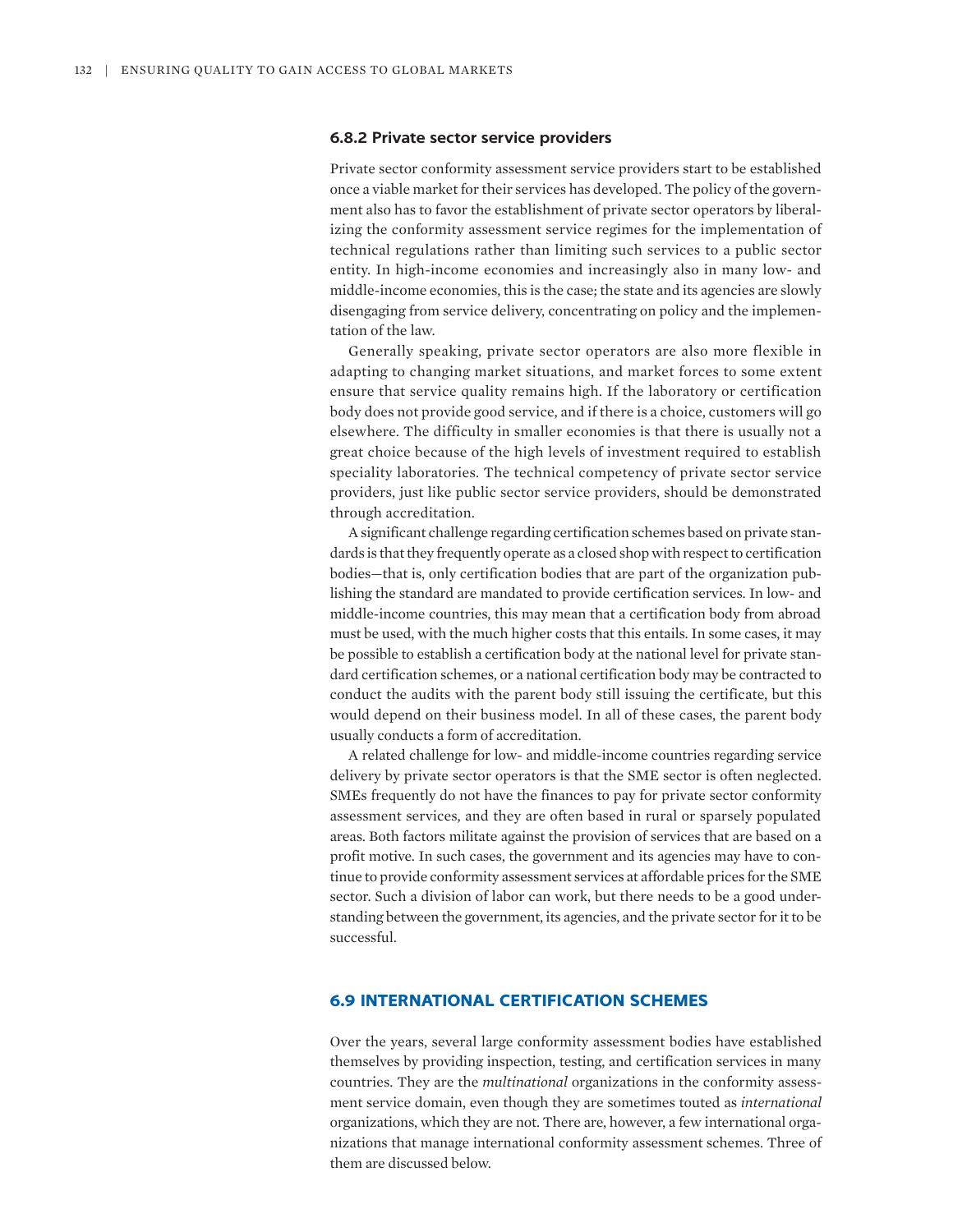### 6.8.2 Private sector service providers

Private sector conformity assessment service providers start to be established once a viable market for their services has developed. The policy of the government also has to favor the establishment of private sector operators by liberalizing the conformity assessment service regimes for the implementation of technical regulations rather than limiting such services to a public sector entity. In high-income economies and increasingly also in many low- and middle-income economies, this is the case; the state and its agencies are slowly disengaging from service delivery, concentrating on policy and the implementation of the law.

Generally speaking, private sector operators are also more flexible in adapting to changing market situations, and market forces to some extent ensure that service quality remains high. If the laboratory or certification body does not provide good service, and if there is a choice, customers will go elsewhere. The difficulty in smaller economies is that there is usually not a great choice because of the high levels of investment required to establish speciality laboratories. The technical competency of private sector service providers, just like public sector service providers, should be demonstrated through accreditation.

A significant challenge regarding certification schemes based on private standards is that they frequently operate as a closed shop with respect to certification bodies—that is, only certification bodies that are part of the organization publishing the standard are mandated to provide certification services. In low- and middle-income countries, this may mean that a certification body from abroad must be used, with the much higher costs that this entails. In some cases, it may be possible to establish a certification body at the national level for private standard certification schemes, or a national certification body may be contracted to conduct the audits with the parent body still issuing the certificate, but this would depend on their business model. In all of these cases, the parent body usually conducts a form of accreditation.

A related challenge for low- and middle-income countries regarding service delivery by private sector operators is that the SME sector is often neglected. SMEs frequently do not have the finances to pay for private sector conformity assessment services, and they are often based in rural or sparsely populated areas. Both factors militate against the provision of services that are based on a profit motive. In such cases, the government and its agencies may have to continue to provide conformity assessment services at affordable prices for the SME sector. Such a division of labor can work, but there needs to be a good understanding between the government, its agencies, and the private sector for it to be successful.

## 6.9 INTERNATIONAL CERTIFICATION SCHEMES

Over the years, several large conformity assessment bodies have established themselves by providing inspection, testing, and certification services in many countries. They are the *multinational* organizations in the conformity assessment service domain, even though they are sometimes touted as *international* organizations, which they are not. There are, however, a few international organizations that manage international conformity assessment schemes. Three of them are discussed below.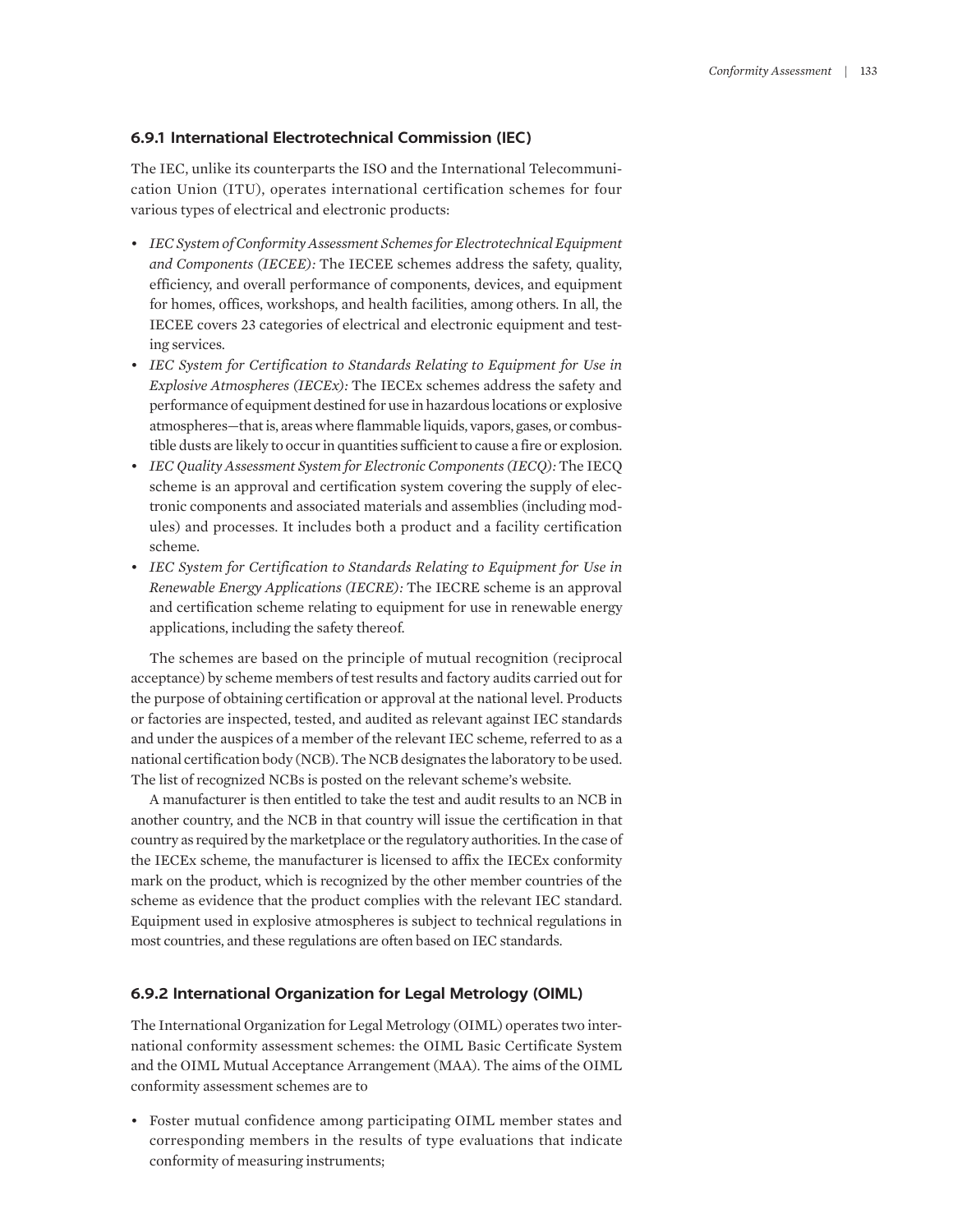### 6.9.1 International Electrotechnical Commission (IEC)

The IEC, unlike its counterparts the ISO and the International Telecommunication Union (ITU), operates international certification schemes for four various types of electrical and electronic products:

- *IEC System of Conformity Assessment Schemes for Electrotechnical Equipment and Components (IECEE):* The IECEE schemes address the safety, quality, efficiency, and overall performance of components, devices, and equipment for homes, offices, workshops, and health facilities, among others. In all, the IECEE covers 23 categories of electrical and electronic equipment and testing services.
- *IEC System for Certification to Standards Relating to Equipment for Use in Explosive Atmospheres (IECEx):* The IECEx schemes address the safety and performance of equipment destined for use in hazardous locations or explosive atmospheres—that is, areas where flammable liquids, vapors, gases, or combustible dusts are likely to occur in quantities sufficient to cause a fire or explosion.
- *IEC Quality Assessment System for Electronic Components (IECQ):* The IECQ scheme is an approval and certification system covering the supply of electronic components and associated materials and assemblies (including modules) and processes. It includes both a product and a facility certification scheme.
- *IEC System for Certification to Standards Relating to Equipment for Use in Renewable Energy Applications (IECRE):* The IECRE scheme is an approval and certification scheme relating to equipment for use in renewable energy applications, including the safety thereof.

The schemes are based on the principle of mutual recognition (reciprocal acceptance) by scheme members of test results and factory audits carried out for the purpose of obtaining certification or approval at the national level. Products or factories are inspected, tested, and audited as relevant against IEC standards and under the auspices of a member of the relevant IEC scheme, referred to as a national certification body (NCB). The NCB designates the laboratory to be used. The list of recognized NCBs is posted on the relevant scheme's website.

A manufacturer is then entitled to take the test and audit results to an NCB in another country, and the NCB in that country will issue the certification in that country as required by the marketplace or the regulatory authorities. In the case of the IECEx scheme, the manufacturer is licensed to affix the IECEx conformity mark on the product, which is recognized by the other member countries of the scheme as evidence that the product complies with the relevant IEC standard. Equipment used in explosive atmospheres is subject to technical regulations in most countries, and these regulations are often based on IEC standards.

### 6.9.2 International Organization for Legal Metrology (OIML)

The International Organization for Legal Metrology (OIML) operates two international conformity assessment schemes: the OIML Basic Certificate System and the OIML Mutual Acceptance Arrangement (MAA). The aims of the OIML conformity assessment schemes are to

- Foster mutual confidence among participating OIML member states and corresponding members in the results of type evaluations that indicate conformity of measuring instruments;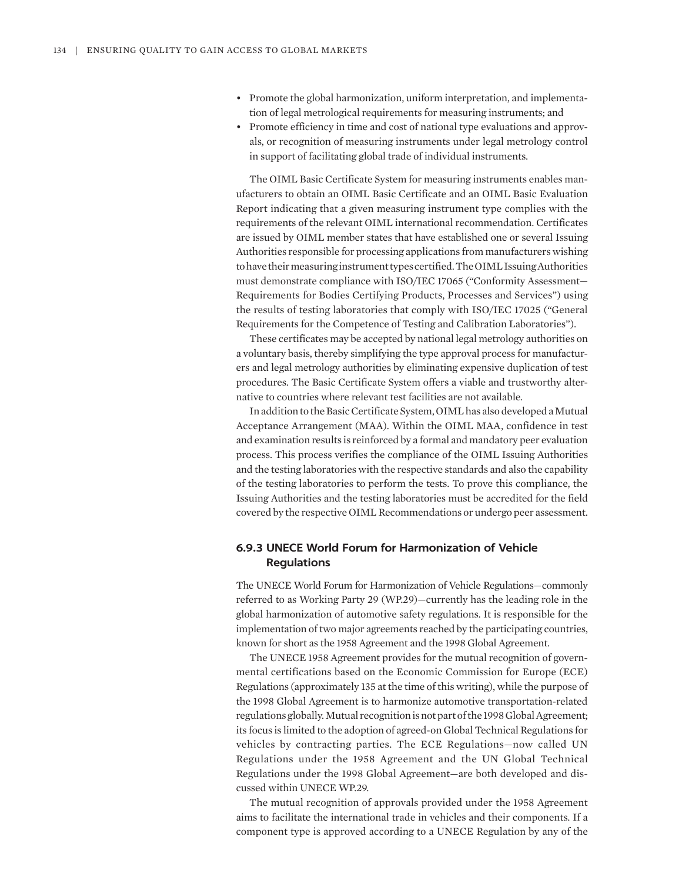- Promote the global harmonization, uniform interpretation, and implementation of legal metrological requirements for measuring instruments; and
- Promote efficiency in time and cost of national type evaluations and approvals, or recognition of measuring instruments under legal metrology control in support of facilitating global trade of individual instruments.

The OIML Basic Certificate System for measuring instruments enables manufacturers to obtain an OIML Basic Certificate and an OIML Basic Evaluation Report indicating that a given measuring instrument type complies with the requirements of the relevant OIML international recommendation. Certificates are issued by OIML member states that have established one or several Issuing Authorities responsible for processing applications from manufacturers wishing to have their measuring instrument types certified. The OIML Issuing Authorities must demonstrate compliance with ISO/IEC 17065 ("Conformity Assessment—Requirements for Bodies Certifying Products, Processes and Services") using the results of testing laboratories that comply with ISO/IEC 17025 ("General Requirements for the Competence of Testing and Calibration Laboratories").

These certificates may be accepted by national legal metrology authorities on a voluntary basis, thereby simplifying the type approval process for manufacturers and legal metrology authorities by eliminating expensive duplication of test procedures. The Basic Certificate System offers a viable and trustworthy alternative to countries where relevant test facilities are not available.

In addition to the Basic Certificate System, OIML has also developed a Mutual Acceptance Arrangement (MAA). Within the OIML MAA, confidence in test and examination results is reinforced by a formal and mandatory peer evaluation process. This process verifies the compliance of the OIML Issuing Authorities and the testing laboratories with the respective standards and also the capability of the testing laboratories to perform the tests. To prove this compliance, the Issuing Authorities and the testing laboratories must be accredited for the field covered by the respective OIML Recommendations or undergo peer assessment.

### 6.9.3 UNECE World Forum for Harmonization of Vehicle Regulations

The UNECE World Forum for Harmonization of Vehicle Regulations—commonly referred to as Working Party 29 (WP.29)—currently has the leading role in the global harmonization of automotive safety regulations. It is responsible for the implementation of two major agreements reached by the participating countries, known for short as the 1958 Agreement and the 1998 Global Agreement.

The UNECE 1958 Agreement provides for the mutual recognition of governmental certifications based on the Economic Commission for Europe (ECE) Regulations (approximately 135 at the time of this writing), while the purpose of the 1998 Global Agreement is to harmonize automotive transportation-related regulations globally. Mutual recognition is not part of the 1998 Global Agreement; its focus is limited to the adoption of agreed-on Global Technical Regulations for vehicles by contracting parties. The ECE Regulations—now called UN Regulations under the 1958 Agreement and the UN Global Technical Regulations under the 1998 Global Agreement—are both developed and discussed within UNECE WP.29.

The mutual recognition of approvals provided under the 1958 Agreement aims to facilitate the international trade in vehicles and their components. If a component type is approved according to a UNECE Regulation by any of the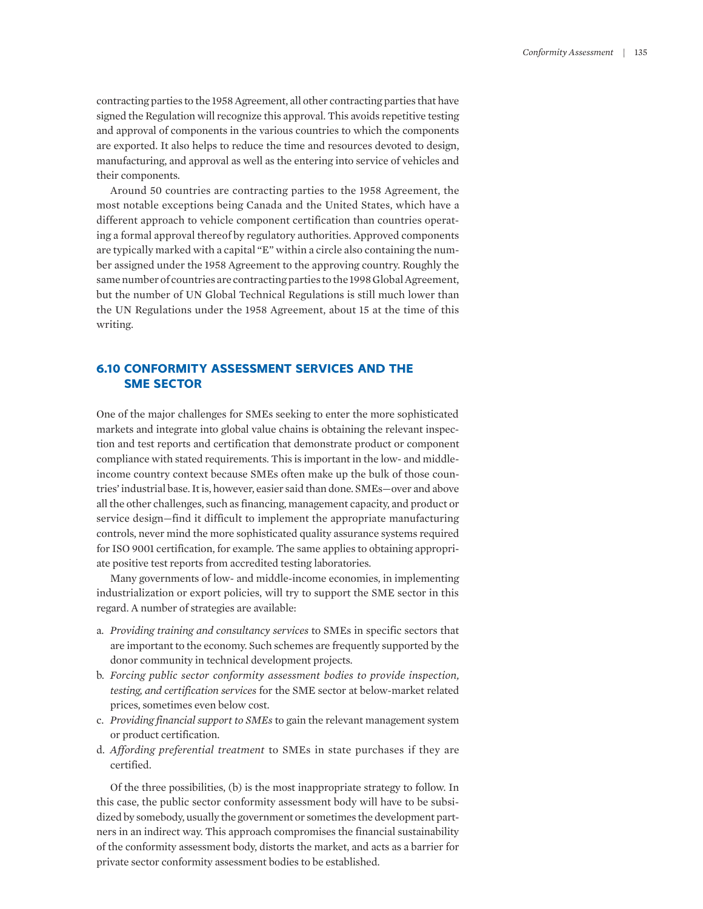contracting parties to the 1958 Agreement, all other contracting parties that have signed the Regulation will recognize this approval. This avoids repetitive testing and approval of components in the various countries to which the components are exported. It also helps to reduce the time and resources devoted to design, manufacturing, and approval as well as the entering into service of vehicles and their components.

Around 50 countries are contracting parties to the 1958 Agreement, the most notable exceptions being Canada and the United States, which have a different approach to vehicle component certification than countries operating a formal approval thereof by regulatory authorities. Approved components are typically marked with a capital "E" within a circle also containing the number assigned under the 1958 Agreement to the approving country. Roughly the same number of countries are contracting parties to the 1998 Global Agreement, but the number of UN Global Technical Regulations is still much lower than the UN Regulations under the 1958 Agreement, about 15 at the time of this writing.

## 6.10 CONFORMITY ASSESSMENT SERVICES AND THE SME SECTOR

One of the major challenges for SMEs seeking to enter the more sophisticated markets and integrate into global value chains is obtaining the relevant inspection and test reports and certification that demonstrate product or component compliance with stated requirements. This is important in the low- and middle-income country context because SMEs often make up the bulk of those countries' industrial base. It is, however, easier said than done. SMEs—over and above all the other challenges, such as financing, management capacity, and product or service design—find it difficult to implement the appropriate manufacturing controls, never mind the more sophisticated quality assurance systems required for ISO 9001 certification, for example. The same applies to obtaining appropriate positive test reports from accredited testing laboratories.

Many governments of low- and middle-income economies, in implementing industrialization or export policies, will try to support the SME sector in this regard. A number of strategies are available:

a. *Providing training and consultancy services* to SMEs in specific sectors that are important to the economy. Such schemes are frequently supported by the donor community in technical development projects.
b. *Forcing public sector conformity assessment bodies to provide inspection, testing, and certification services* for the SME sector at below-market related prices, sometimes even below cost.
c. *Providing financial support to SMEs* to gain the relevant management system or product certification.
d. *Affording preferential treatment* to SMEs in state purchases if they are certified.

Of the three possibilities, (b) is the most inappropriate strategy to follow. In this case, the public sector conformity assessment body will have to be subsidized by somebody, usually the government or sometimes the development partners in an indirect way. This approach compromises the financial sustainability of the conformity assessment body, distorts the market, and acts as a barrier for private sector conformity assessment bodies to be established.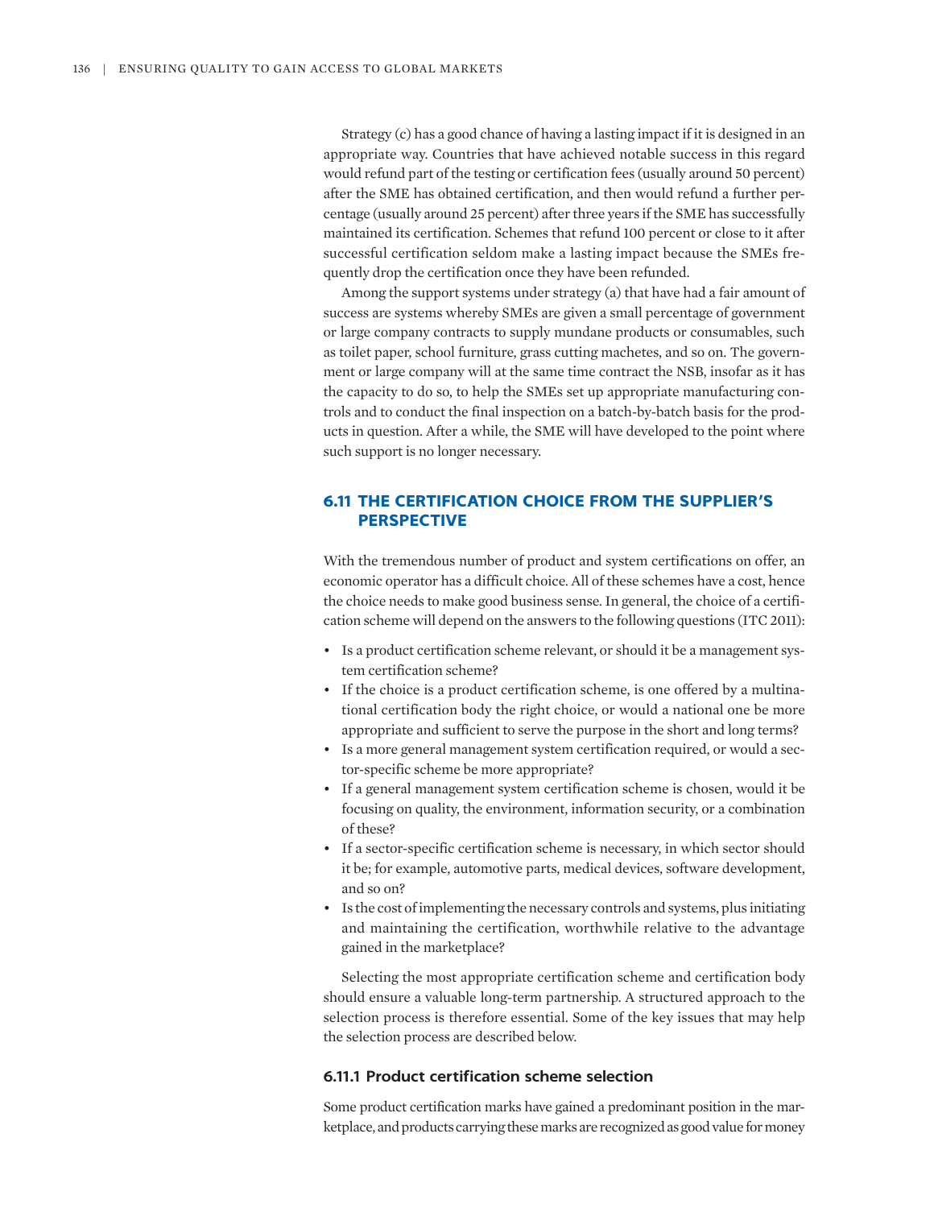Strategy (c) has a good chance of having a lasting impact if it is designed in an appropriate way. Countries that have achieved notable success in this regard would refund part of the testing or certification fees (usually around 50 percent) after the SME has obtained certification, and then would refund a further percentage (usually around 25 percent) after three years if the SME has successfully maintained its certification. Schemes that refund 100 percent or close to it after successful certification seldom make a lasting impact because the SMEs frequently drop the certification once they have been refunded.

Among the support systems under strategy (a) that have had a fair amount of success are systems whereby SMEs are given a small percentage of government or large company contracts to supply mundane products or consumables, such as toilet paper, school furniture, grass cutting machetes, and so on. The government or large company will at the same time contract the NSB, insofar as it has the capacity to do so, to help the SMEs set up appropriate manufacturing controls and to conduct the final inspection on a batch-by-batch basis for the products in question. After a while, the SME will have developed to the point where such support is no longer necessary.

## 6.11 THE CERTIFICATION CHOICE FROM THE SUPPLIER'S PERSPECTIVE

With the tremendous number of product and system certifications on offer, an economic operator has a difficult choice. All of these schemes have a cost, hence the choice needs to make good business sense. In general, the choice of a certification scheme will depend on the answers to the following questions (ITC 2011):

- Is a product certification scheme relevant, or should it be a management system certification scheme?
- If the choice is a product certification scheme, is one offered by a multinational certification body the right choice, or would a national one be more appropriate and sufficient to serve the purpose in the short and long terms?
- Is a more general management system certification required, or would a sector-specific scheme be more appropriate?
- If a general management system certification scheme is chosen, would it be focusing on quality, the environment, information security, or a combination of these?
- If a sector-specific certification scheme is necessary, in which sector should it be; for example, automotive parts, medical devices, software development, and so on?
- Is the cost of implementing the necessary controls and systems, plus initiating and maintaining the certification, worthwhile relative to the advantage gained in the marketplace?

Selecting the most appropriate certification scheme and certification body should ensure a valuable long-term partnership. A structured approach to the selection process is therefore essential. Some of the key issues that may help the selection process are described below.

### 6.11.1 Product certification scheme selection

Some product certification marks have gained a predominant position in the marketplace, and products carrying these marks are recognized as good value for money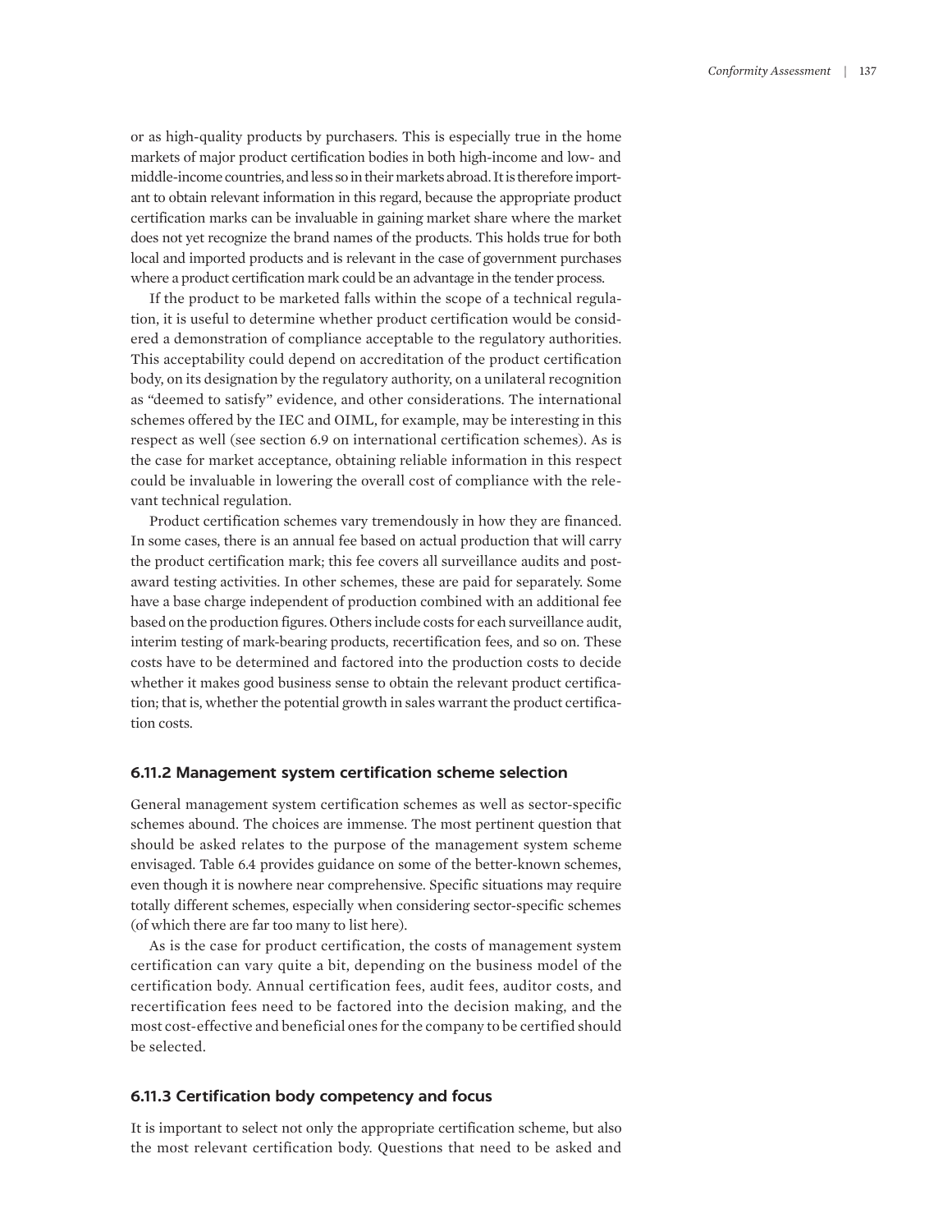or as high-quality products by purchasers. This is especially true in the home markets of major product certification bodies in both high-income and low- and middle-income countries, and less so in their markets abroad. It is therefore important to obtain relevant information in this regard, because the appropriate product certification marks can be invaluable in gaining market share where the market does not yet recognize the brand names of the products. This holds true for both local and imported products and is relevant in the case of government purchases where a product certification mark could be an advantage in the tender process.

If the product to be marketed falls within the scope of a technical regulation, it is useful to determine whether product certification would be considered a demonstration of compliance acceptable to the regulatory authorities. This acceptability could depend on accreditation of the product certification body, on its designation by the regulatory authority, on a unilateral recognition as "deemed to satisfy" evidence, and other considerations. The international schemes offered by the IEC and OIML, for example, may be interesting in this respect as well (see section 6.9 on international certification schemes). As is the case for market acceptance, obtaining reliable information in this respect could be invaluable in lowering the overall cost of compliance with the relevant technical regulation.

Product certification schemes vary tremendously in how they are financed. In some cases, there is an annual fee based on actual production that will carry the product certification mark; this fee covers all surveillance audits and post-award testing activities. In other schemes, these are paid for separately. Some have a base charge independent of production combined with an additional fee based on the production figures. Others include costs for each surveillance audit, interim testing of mark-bearing products, recertification fees, and so on. These costs have to be determined and factored into the production costs to decide whether it makes good business sense to obtain the relevant product certification; that is, whether the potential growth in sales warrant the product certification costs.

### 6.11.2 Management system certification scheme selection

General management system certification schemes as well as sector-specific schemes abound. The choices are immense. The most pertinent question that should be asked relates to the purpose of the management system scheme envisaged. Table 6.4 provides guidance on some of the better-known schemes, even though it is nowhere near comprehensive. Specific situations may require totally different schemes, especially when considering sector-specific schemes (of which there are far too many to list here).

As is the case for product certification, the costs of management system certification can vary quite a bit, depending on the business model of the certification body. Annual certification fees, audit fees, auditor costs, and recertification fees need to be factored into the decision making, and the most cost-effective and beneficial ones for the company to be certified should be selected.

### 6.11.3 Certification body competency and focus

It is important to select not only the appropriate certification scheme, but also the most relevant certification body. Questions that need to be asked and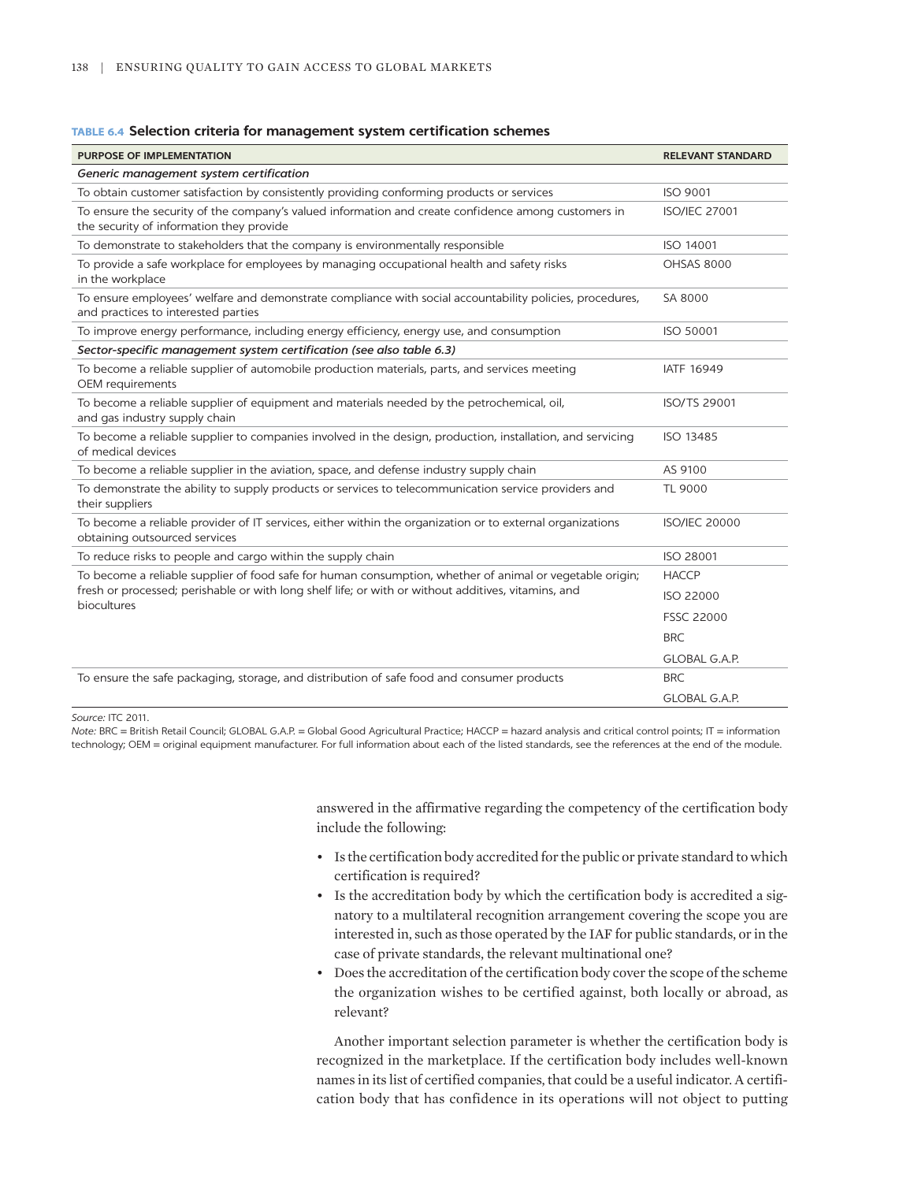**TABLE 6.4 Selection criteria for management system certification schemes**

| PURPOSE OF IMPLEMENTATION | RELEVANT STANDARD |
|---|---|
| ***Generic management system certification*** | |
| To obtain customer satisfaction by consistently providing conforming products or services | ISO 9001 |
| To ensure the security of the company's valued information and create confidence among customers in the security of information they provide | ISO/IEC 27001 |
| To demonstrate to stakeholders that the company is environmentally responsible | ISO 14001 |
| To provide a safe workplace for employees by managing occupational health and safety risks in the workplace | OHSAS 8000 |
| To ensure employees' welfare and demonstrate compliance with social accountability policies, procedures, and practices to interested parties | SA 8000 |
| To improve energy performance, including energy efficiency, energy use, and consumption | ISO 50001 |
| ***Sector-specific management system certification (see also table 6.3)*** | |
| To become a reliable supplier of automobile production materials, parts, and services meeting OEM requirements | IATF 16949 |
| To become a reliable supplier of equipment and materials needed by the petrochemical, oil, and gas industry supply chain | ISO/TS 29001 |
| To become a reliable supplier to companies involved in the design, production, installation, and servicing of medical devices | ISO 13485 |
| To become a reliable supplier in the aviation, space, and defense industry supply chain | AS 9100 |
| To demonstrate the ability to supply products or services to telecommunication service providers and their suppliers | TL 9000 |
| To become a reliable provider of IT services, either within the organization or to external organizations obtaining outsourced services | ISO/IEC 20000 |
| To reduce risks to people and cargo within the supply chain | ISO 28001 |
| To become a reliable supplier of food safe for human consumption, whether of animal or vegetable origin; fresh or processed; perishable or with long shelf life; or with or without additives, vitamins, and biocultures | HACCP |
| | ISO 22000 |
| | FSSC 22000 |
| | BRC |
| | GLOBAL G.A.P. |
| To ensure the safe packaging, storage, and distribution of safe food and consumer products | BRC |
| | GLOBAL G.A.P. |

*Source:* ITC 2011.
*Note:* BRC = British Retail Council; GLOBAL G.A.P. = Global Good Agricultural Practice; HACCP = hazard analysis and critical control points; IT = information technology; OEM = original equipment manufacturer. For full information about each of the listed standards, see the references at the end of the module.

answered in the affirmative regarding the competency of the certification body include the following:

- Is the certification body accredited for the public or private standard to which certification is required?
- Is the accreditation body by which the certification body is accredited a signatory to a multilateral recognition arrangement covering the scope you are interested in, such as those operated by the IAF for public standards, or in the case of private standards, the relevant multinational one?
- Does the accreditation of the certification body cover the scope of the scheme the organization wishes to be certified against, both locally or abroad, as relevant?

Another important selection parameter is whether the certification body is recognized in the marketplace. If the certification body includes well-known names in its list of certified companies, that could be a useful indicator. A certification body that has confidence in its operations will not object to putting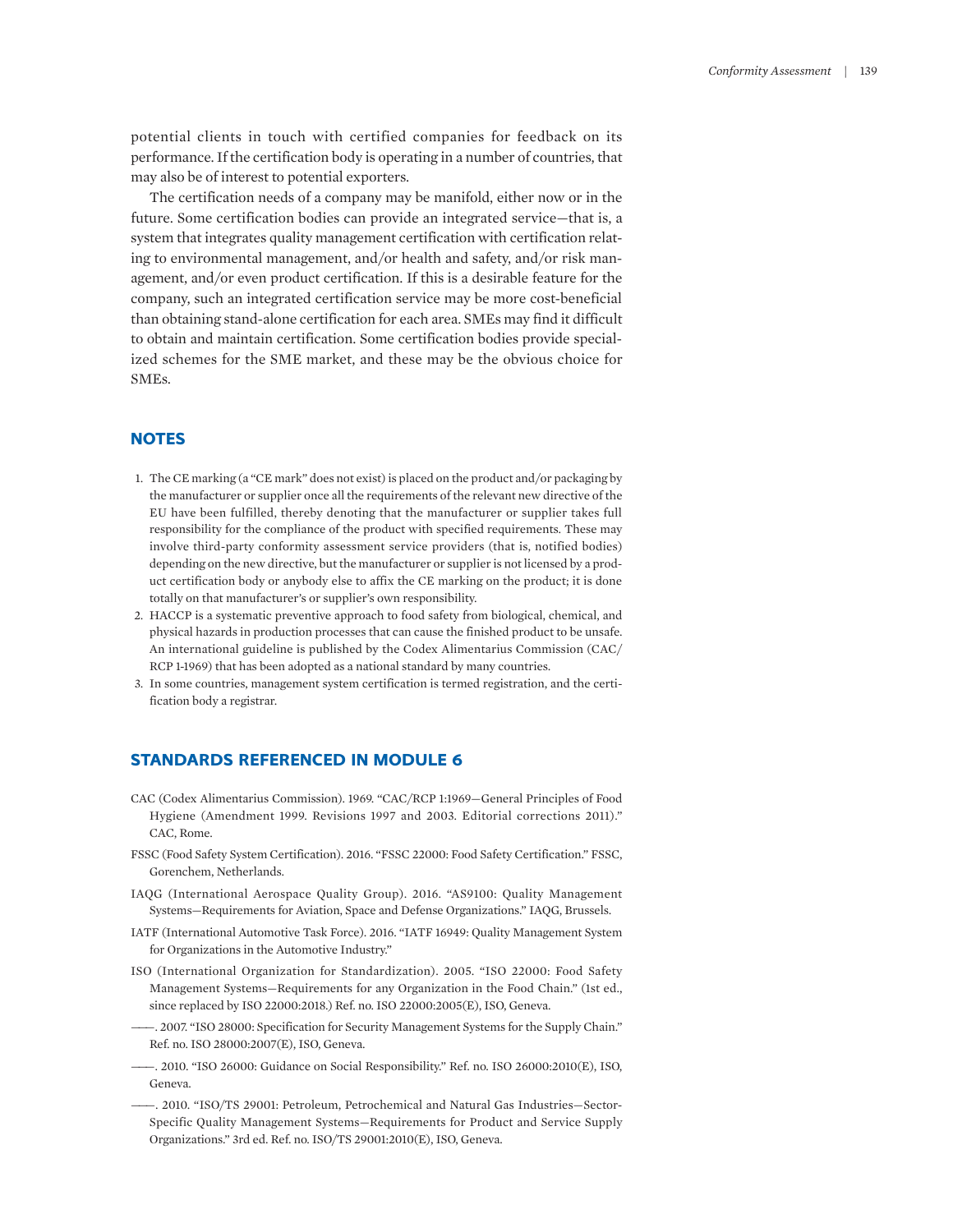potential clients in touch with certified companies for feedback on its performance. If the certification body is operating in a number of countries, that may also be of interest to potential exporters.

The certification needs of a company may be manifold, either now or in the future. Some certification bodies can provide an integrated service—that is, a system that integrates quality management certification with certification relating to environmental management, and/or health and safety, and/or risk management, and/or even product certification. If this is a desirable feature for the company, such an integrated certification service may be more cost-beneficial than obtaining stand-alone certification for each area. SMEs may find it difficult to obtain and maintain certification. Some certification bodies provide specialized schemes for the SME market, and these may be the obvious choice for SMEs.

## NOTES

1. The CE marking (a "CE mark" does not exist) is placed on the product and/or packaging by the manufacturer or supplier once all the requirements of the relevant new directive of the EU have been fulfilled, thereby denoting that the manufacturer or supplier takes full responsibility for the compliance of the product with specified requirements. These may involve third-party conformity assessment service providers (that is, notified bodies) depending on the new directive, but the manufacturer or supplier is not licensed by a product certification body or anybody else to affix the CE marking on the product; it is done totally on that manufacturer's or supplier's own responsibility.
2. HACCP is a systematic preventive approach to food safety from biological, chemical, and physical hazards in production processes that can cause the finished product to be unsafe. An international guideline is published by the Codex Alimentarius Commission (CAC/RCP 1-1969) that has been adopted as a national standard by many countries.
3. In some countries, management system certification is termed registration, and the certification body a registrar.

## STANDARDS REFERENCED IN MODULE 6

CAC (Codex Alimentarius Commission). 1969. "CAC/RCP 1:1969—General Principles of Food Hygiene (Amendment 1999. Revisions 1997 and 2003. Editorial corrections 2011)." CAC, Rome.

FSSC (Food Safety System Certification). 2016. "FSSC 22000: Food Safety Certification." FSSC, Gorenchem, Netherlands.

IAQG (International Aerospace Quality Group). 2016. "AS9100: Quality Management Systems—Requirements for Aviation, Space and Defense Organizations." IAQG, Brussels.

IATF (International Automotive Task Force). 2016. "IATF 16949: Quality Management System for Organizations in the Automotive Industry."

ISO (International Organization for Standardization). 2005. "ISO 22000: Food Safety Management Systems—Requirements for any Organization in the Food Chain." (1st ed., since replaced by ISO 22000:2018.) Ref. no. ISO 22000:2005(E), ISO, Geneva.

———. 2007. "ISO 28000: Specification for Security Management Systems for the Supply Chain." Ref. no. ISO 28000:2007(E), ISO, Geneva.

———. 2010. "ISO 26000: Guidance on Social Responsibility." Ref. no. ISO 26000:2010(E), ISO, Geneva.

———. 2010. "ISO/TS 29001: Petroleum, Petrochemical and Natural Gas Industries—Sector-Specific Quality Management Systems—Requirements for Product and Service Supply Organizations." 3rd ed. Ref. no. ISO/TS 29001:2010(E), ISO, Geneva.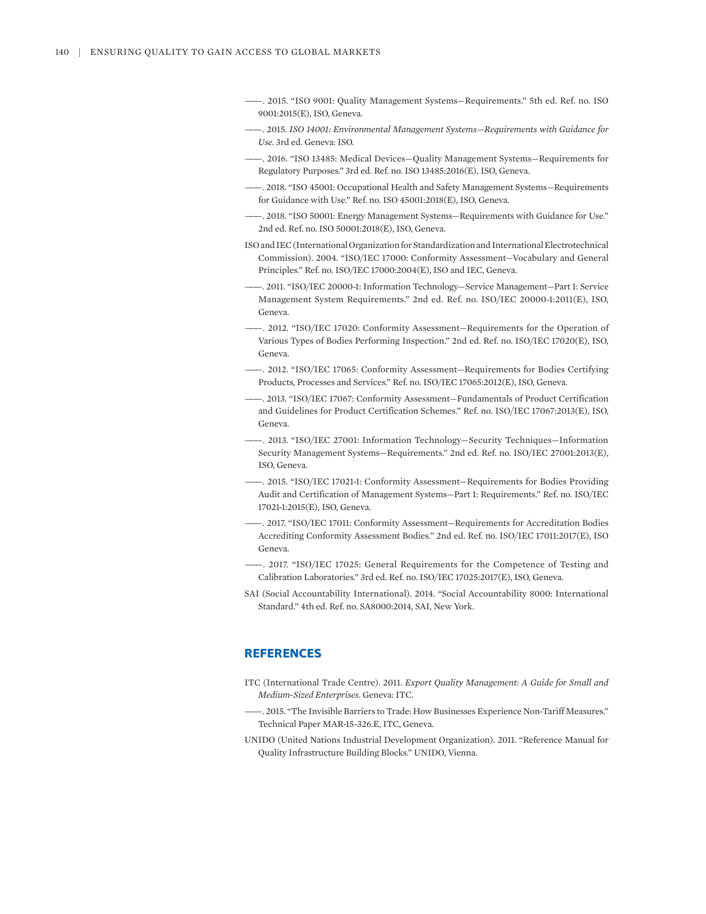——. 2015. "ISO 9001: Quality Management Systems—Requirements." 5th ed. Ref. no. ISO 9001:2015(E), ISO, Geneva.

——. 2015. *ISO 14001: Environmental Management Systems—Requirements with Guidance for Use*. 3rd ed. Geneva: ISO.

——. 2016. "ISO 13485: Medical Devices—Quality Management Systems—Requirements for Regulatory Purposes." 3rd ed. Ref. no. ISO 13485:2016(E), ISO, Geneva.

——. 2018. "ISO 45001: Occupational Health and Safety Management Systems—Requirements for Guidance with Use." Ref. no. ISO 45001:2018(E), ISO, Geneva.

——. 2018. "ISO 50001: Energy Management Systems—Requirements with Guidance for Use." 2nd ed. Ref. no. ISO 50001:2018(E), ISO, Geneva.

ISO and IEC (International Organization for Standardization and International Electrotechnical Commission). 2004. "ISO/IEC 17000: Conformity Assessment—Vocabulary and General Principles." Ref. no. ISO/IEC 17000:2004(E), ISO and IEC, Geneva.

——. 2011. "ISO/IEC 20000-1: Information Technology—Service Management—Part 1: Service Management System Requirements." 2nd ed. Ref. no. ISO/IEC 20000-1:2011(E), ISO, Geneva.

——. 2012. "ISO/IEC 17020: Conformity Assessment—Requirements for the Operation of Various Types of Bodies Performing Inspection." 2nd ed. Ref. no. ISO/IEC 17020(E), ISO, Geneva.

——. 2012. "ISO/IEC 17065: Conformity Assessment—Requirements for Bodies Certifying Products, Processes and Services." Ref. no. ISO/IEC 17065:2012(E), ISO, Geneva.

——. 2013. "ISO/IEC 17067: Conformity Assessment—Fundamentals of Product Certification and Guidelines for Product Certification Schemes." Ref. no. ISO/IEC 17067:2013(E), ISO, Geneva.

——. 2013. "ISO/IEC 27001: Information Technology—Security Techniques—Information Security Management Systems—Requirements." 2nd ed. Ref. no. ISO/IEC 27001:2013(E), ISO, Geneva.

——. 2015. "ISO/IEC 17021-1: Conformity Assessment—Requirements for Bodies Providing Audit and Certification of Management Systems—Part 1: Requirements." Ref. no. ISO/IEC 17021-1:2015(E), ISO, Geneva.

——. 2017. "ISO/IEC 17011: Conformity Assessment—Requirements for Accreditation Bodies Accrediting Conformity Assessment Bodies." 2nd ed. Ref. no. ISO/IEC 17011:2017(E), ISO Geneva.

——. 2017. "ISO/IEC 17025: General Requirements for the Competence of Testing and Calibration Laboratories." 3rd ed. Ref. no. ISO/IEC 17025:2017(E), ISO, Geneva.

SAI (Social Accountability International). 2014. "Social Accountability 8000: International Standard." 4th ed. Ref. no. SA8000:2014, SAI, New York.

## REFERENCES

ITC (International Trade Centre). 2011. *Export Quality Management: A Guide for Small and Medium-Sized Enterprises*. Geneva: ITC.

——. 2015. "The Invisible Barriers to Trade: How Businesses Experience Non-Tariff Measures." Technical Paper MAR-15-326.E, ITC, Geneva.

UNIDO (United Nations Industrial Development Organization). 2011. "Reference Manual for Quality Infrastructure Building Blocks." UNIDO, Vienna.